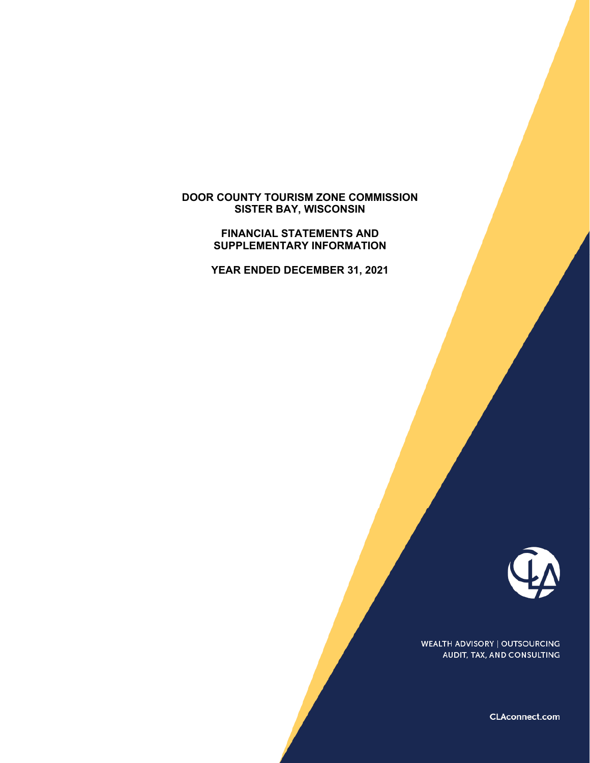# DOOR COUNTY TOURISM ZONE COMMISSION
# SISTER BAY, WISCONSIN

## FINANCIAL STATEMENTS AND SUPPLEMENTARY INFORMATION

## YEAR ENDED DECEMBER 31, 2021

WEALTH ADVISORY | OUTSOURCING
AUDIT, TAX, AND CONSULTING

CLAconnect.com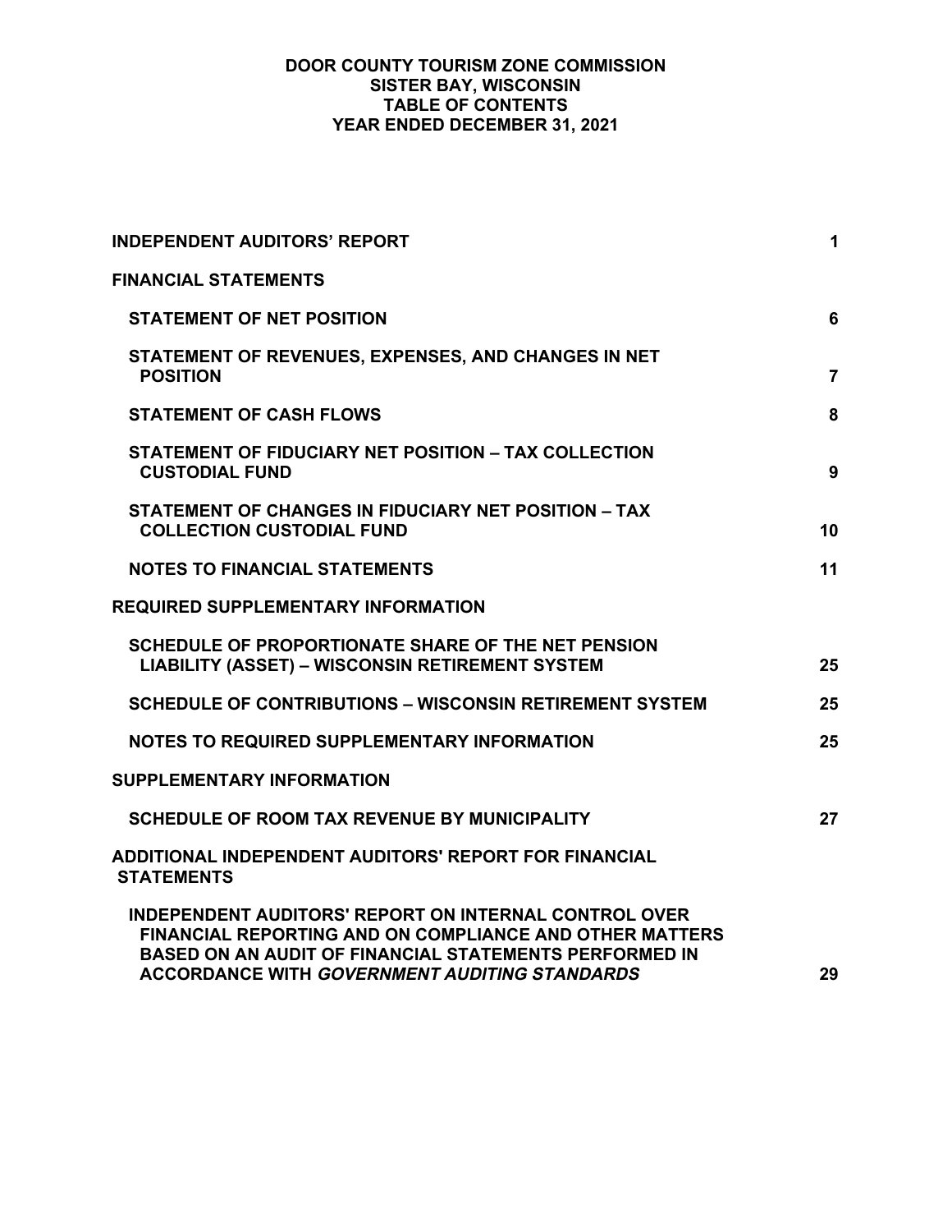# DOOR COUNTY TOURISM ZONE COMMISSION
## SISTER BAY, WISCONSIN
## TABLE OF CONTENTS
## YEAR ENDED DECEMBER 31, 2021

| | |
|---|---|
| **INDEPENDENT AUDITORS' REPORT** | **1** |
| **FINANCIAL STATEMENTS** | |
| **STATEMENT OF NET POSITION** | **6** |
| **STATEMENT OF REVENUES, EXPENSES, AND CHANGES IN NET POSITION** | **7** |
| **STATEMENT OF CASH FLOWS** | **8** |
| **STATEMENT OF FIDUCIARY NET POSITION – TAX COLLECTION CUSTODIAL FUND** | **9** |
| **STATEMENT OF CHANGES IN FIDUCIARY NET POSITION – TAX COLLECTION CUSTODIAL FUND** | **10** |
| **NOTES TO FINANCIAL STATEMENTS** | **11** |
| **REQUIRED SUPPLEMENTARY INFORMATION** | |
| **SCHEDULE OF PROPORTIONATE SHARE OF THE NET PENSION LIABILITY (ASSET) – WISCONSIN RETIREMENT SYSTEM** | **25** |
| **SCHEDULE OF CONTRIBUTIONS – WISCONSIN RETIREMENT SYSTEM** | **25** |
| **NOTES TO REQUIRED SUPPLEMENTARY INFORMATION** | **25** |
| **SUPPLEMENTARY INFORMATION** | |
| **SCHEDULE OF ROOM TAX REVENUE BY MUNICIPALITY** | **27** |
| **ADDITIONAL INDEPENDENT AUDITORS' REPORT FOR FINANCIAL STATEMENTS** | |
| **INDEPENDENT AUDITORS' REPORT ON INTERNAL CONTROL OVER FINANCIAL REPORTING AND ON COMPLIANCE AND OTHER MATTERS BASED ON AN AUDIT OF FINANCIAL STATEMENTS PERFORMED IN ACCORDANCE WITH *GOVERNMENT AUDITING STANDARDS*** | **29** |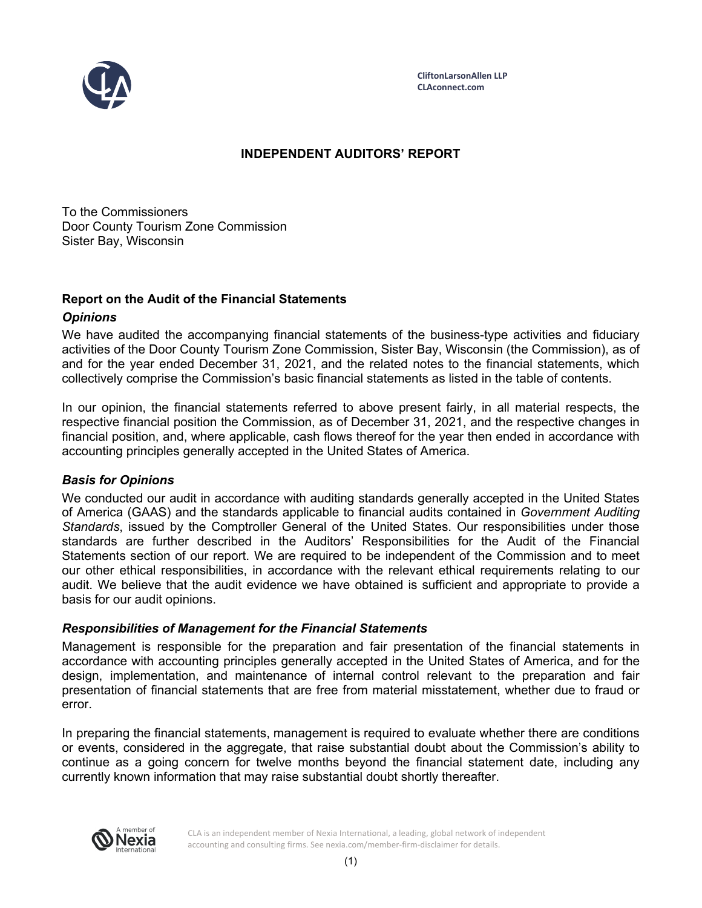CliftonLarsonAllen LLP
CLAconnect.com

## INDEPENDENT AUDITORS' REPORT

To the Commissioners
Door County Tourism Zone Commission
Sister Bay, Wisconsin

### Report on the Audit of the Financial Statements

#### *Opinions*

We have audited the accompanying financial statements of the business-type activities and fiduciary activities of the Door County Tourism Zone Commission, Sister Bay, Wisconsin (the Commission), as of and for the year ended December 31, 2021, and the related notes to the financial statements, which collectively comprise the Commission's basic financial statements as listed in the table of contents.

In our opinion, the financial statements referred to above present fairly, in all material respects, the respective financial position the Commission, as of December 31, 2021, and the respective changes in financial position, and, where applicable, cash flows thereof for the year then ended in accordance with accounting principles generally accepted in the United States of America.

#### *Basis for Opinions*

We conducted our audit in accordance with auditing standards generally accepted in the United States of America (GAAS) and the standards applicable to financial audits contained in *Government Auditing Standards*, issued by the Comptroller General of the United States. Our responsibilities under those standards are further described in the Auditors' Responsibilities for the Audit of the Financial Statements section of our report. We are required to be independent of the Commission and to meet our other ethical responsibilities, in accordance with the relevant ethical requirements relating to our audit. We believe that the audit evidence we have obtained is sufficient and appropriate to provide a basis for our audit opinions.

#### *Responsibilities of Management for the Financial Statements*

Management is responsible for the preparation and fair presentation of the financial statements in accordance with accounting principles generally accepted in the United States of America, and for the design, implementation, and maintenance of internal control relevant to the preparation and fair presentation of financial statements that are free from material misstatement, whether due to fraud or error.

In preparing the financial statements, management is required to evaluate whether there are conditions or events, considered in the aggregate, that raise substantial doubt about the Commission's ability to continue as a going concern for twelve months beyond the financial statement date, including any currently known information that may raise substantial doubt shortly thereafter.

CLA is an independent member of Nexia International, a leading, global network of independent accounting and consulting firms. See nexia.com/member-firm-disclaimer for details.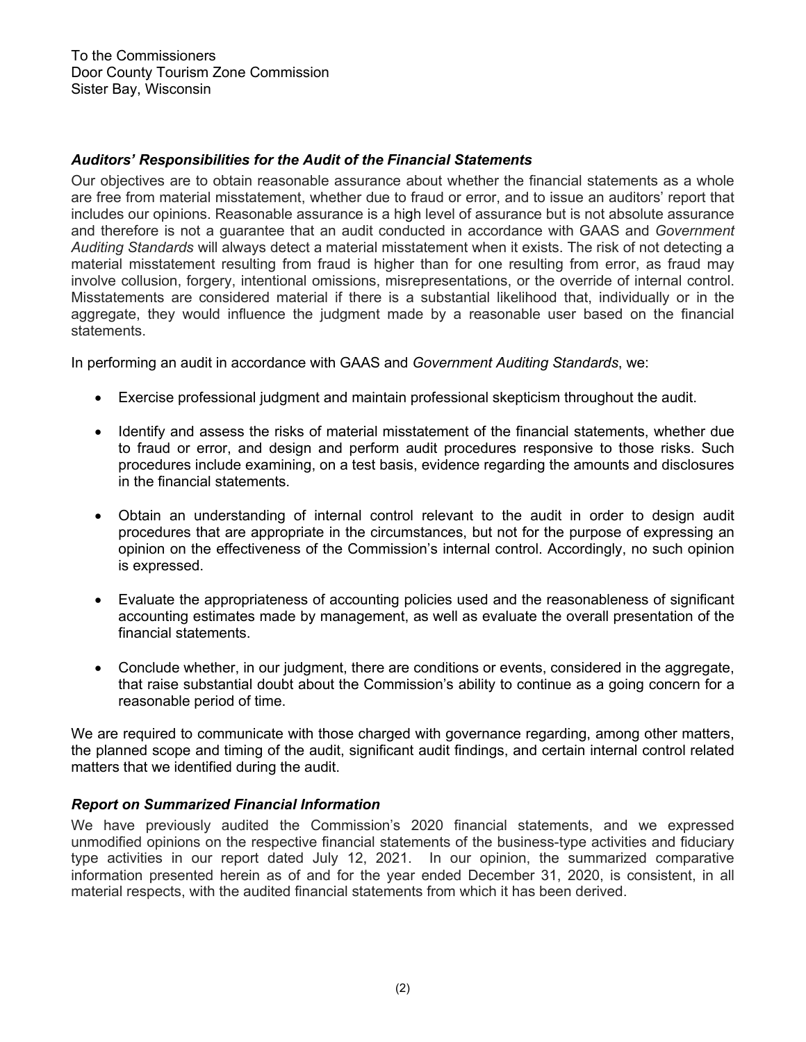To the Commissioners
Door County Tourism Zone Commission
Sister Bay, Wisconsin

### *Auditors' Responsibilities for the Audit of the Financial Statements*

Our objectives are to obtain reasonable assurance about whether the financial statements as a whole are free from material misstatement, whether due to fraud or error, and to issue an auditors' report that includes our opinions. Reasonable assurance is a high level of assurance but is not absolute assurance and therefore is not a guarantee that an audit conducted in accordance with GAAS and *Government Auditing Standards* will always detect a material misstatement when it exists. The risk of not detecting a material misstatement resulting from fraud is higher than for one resulting from error, as fraud may involve collusion, forgery, intentional omissions, misrepresentations, or the override of internal control. Misstatements are considered material if there is a substantial likelihood that, individually or in the aggregate, they would influence the judgment made by a reasonable user based on the financial statements.

In performing an audit in accordance with GAAS and *Government Auditing Standards*, we:

- Exercise professional judgment and maintain professional skepticism throughout the audit.
- Identify and assess the risks of material misstatement of the financial statements, whether due to fraud or error, and design and perform audit procedures responsive to those risks. Such procedures include examining, on a test basis, evidence regarding the amounts and disclosures in the financial statements.
- Obtain an understanding of internal control relevant to the audit in order to design audit procedures that are appropriate in the circumstances, but not for the purpose of expressing an opinion on the effectiveness of the Commission's internal control. Accordingly, no such opinion is expressed.
- Evaluate the appropriateness of accounting policies used and the reasonableness of significant accounting estimates made by management, as well as evaluate the overall presentation of the financial statements.
- Conclude whether, in our judgment, there are conditions or events, considered in the aggregate, that raise substantial doubt about the Commission's ability to continue as a going concern for a reasonable period of time.

We are required to communicate with those charged with governance regarding, among other matters, the planned scope and timing of the audit, significant audit findings, and certain internal control related matters that we identified during the audit.

### *Report on Summarized Financial Information*

We have previously audited the Commission's 2020 financial statements, and we expressed unmodified opinions on the respective financial statements of the business-type activities and fiduciary type activities in our report dated July 12, 2021. In our opinion, the summarized comparative information presented herein as of and for the year ended December 31, 2020, is consistent, in all material respects, with the audited financial statements from which it has been derived.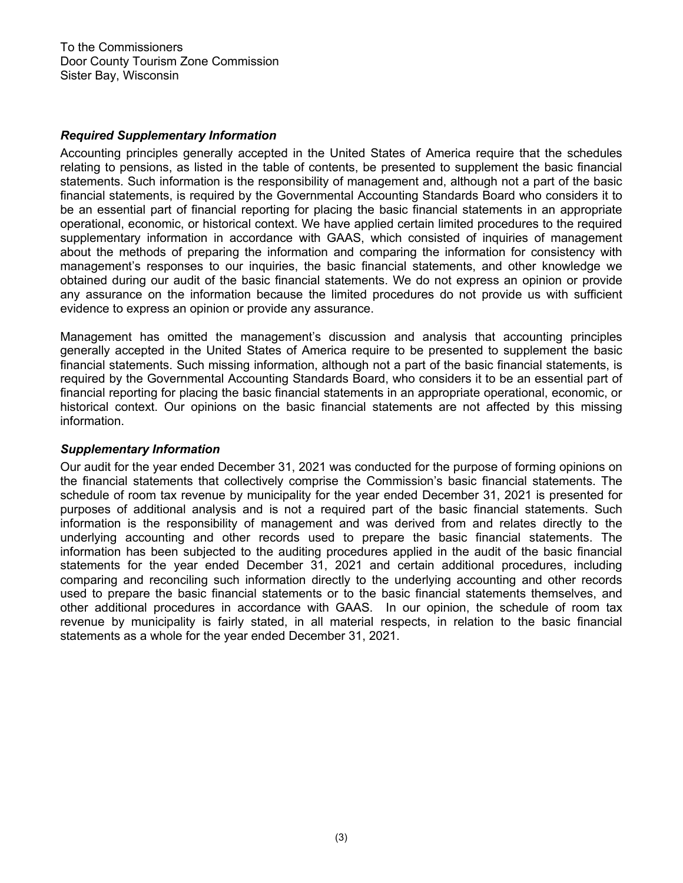To the Commissioners
Door County Tourism Zone Commission
Sister Bay, Wisconsin

### *Required Supplementary Information*

Accounting principles generally accepted in the United States of America require that the schedules relating to pensions, as listed in the table of contents, be presented to supplement the basic financial statements. Such information is the responsibility of management and, although not a part of the basic financial statements, is required by the Governmental Accounting Standards Board who considers it to be an essential part of financial reporting for placing the basic financial statements in an appropriate operational, economic, or historical context. We have applied certain limited procedures to the required supplementary information in accordance with GAAS, which consisted of inquiries of management about the methods of preparing the information and comparing the information for consistency with management's responses to our inquiries, the basic financial statements, and other knowledge we obtained during our audit of the basic financial statements. We do not express an opinion or provide any assurance on the information because the limited procedures do not provide us with sufficient evidence to express an opinion or provide any assurance.

Management has omitted the management's discussion and analysis that accounting principles generally accepted in the United States of America require to be presented to supplement the basic financial statements. Such missing information, although not a part of the basic financial statements, is required by the Governmental Accounting Standards Board, who considers it to be an essential part of financial reporting for placing the basic financial statements in an appropriate operational, economic, or historical context. Our opinions on the basic financial statements are not affected by this missing information.

### *Supplementary Information*

Our audit for the year ended December 31, 2021 was conducted for the purpose of forming opinions on the financial statements that collectively comprise the Commission's basic financial statements. The schedule of room tax revenue by municipality for the year ended December 31, 2021 is presented for purposes of additional analysis and is not a required part of the basic financial statements. Such information is the responsibility of management and was derived from and relates directly to the underlying accounting and other records used to prepare the basic financial statements. The information has been subjected to the auditing procedures applied in the audit of the basic financial statements for the year ended December 31, 2021 and certain additional procedures, including comparing and reconciling such information directly to the underlying accounting and other records used to prepare the basic financial statements or to the basic financial statements themselves, and other additional procedures in accordance with GAAS. In our opinion, the schedule of room tax revenue by municipality is fairly stated, in all material respects, in relation to the basic financial statements as a whole for the year ended December 31, 2021.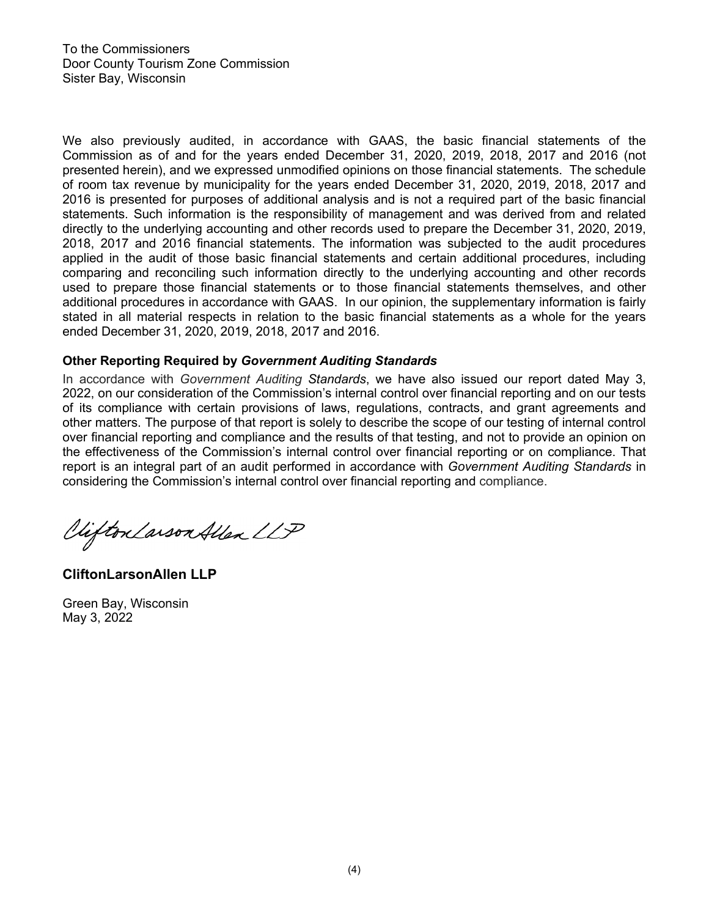To the Commissioners
Door County Tourism Zone Commission
Sister Bay, Wisconsin

We also previously audited, in accordance with GAAS, the basic financial statements of the Commission as of and for the years ended December 31, 2020, 2019, 2018, 2017 and 2016 (not presented herein), and we expressed unmodified opinions on those financial statements. The schedule of room tax revenue by municipality for the years ended December 31, 2020, 2019, 2018, 2017 and 2016 is presented for purposes of additional analysis and is not a required part of the basic financial statements. Such information is the responsibility of management and was derived from and related directly to the underlying accounting and other records used to prepare the December 31, 2020, 2019, 2018, 2017 and 2016 financial statements. The information was subjected to the audit procedures applied in the audit of those basic financial statements and certain additional procedures, including comparing and reconciling such information directly to the underlying accounting and other records used to prepare those financial statements or to those financial statements themselves, and other additional procedures in accordance with GAAS. In our opinion, the supplementary information is fairly stated in all material respects in relation to the basic financial statements as a whole for the years ended December 31, 2020, 2019, 2018, 2017 and 2016.

**Other Reporting Required by *Government Auditing Standards***

In accordance with *Government Auditing Standards*, we have also issued our report dated May 3, 2022, on our consideration of the Commission's internal control over financial reporting and on our tests of its compliance with certain provisions of laws, regulations, contracts, and grant agreements and other matters. The purpose of that report is solely to describe the scope of our testing of internal control over financial reporting and compliance and the results of that testing, and not to provide an opinion on the effectiveness of the Commission's internal control over financial reporting or on compliance. That report is an integral part of an audit performed in accordance with *Government Auditing Standards* in considering the Commission's internal control over financial reporting and compliance.

CliftonLarsonAllen LLP

**CliftonLarsonAllen LLP**

Green Bay, Wisconsin
May 3, 2022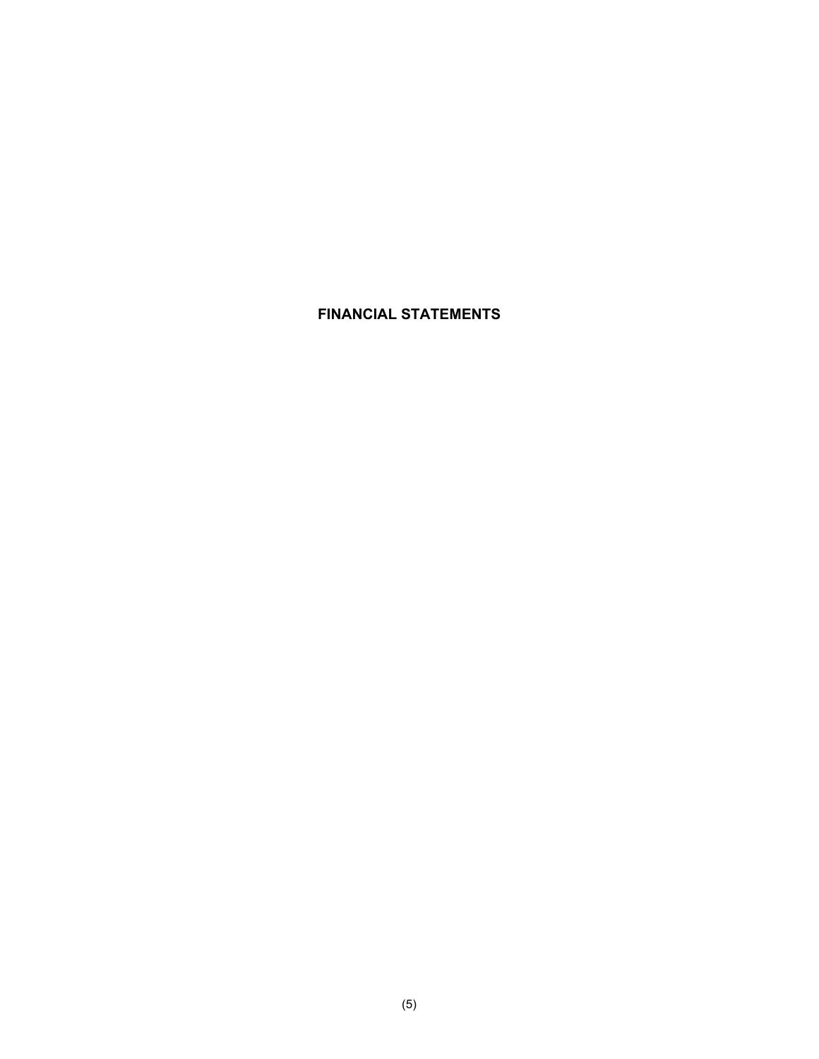# FINANCIAL STATEMENTS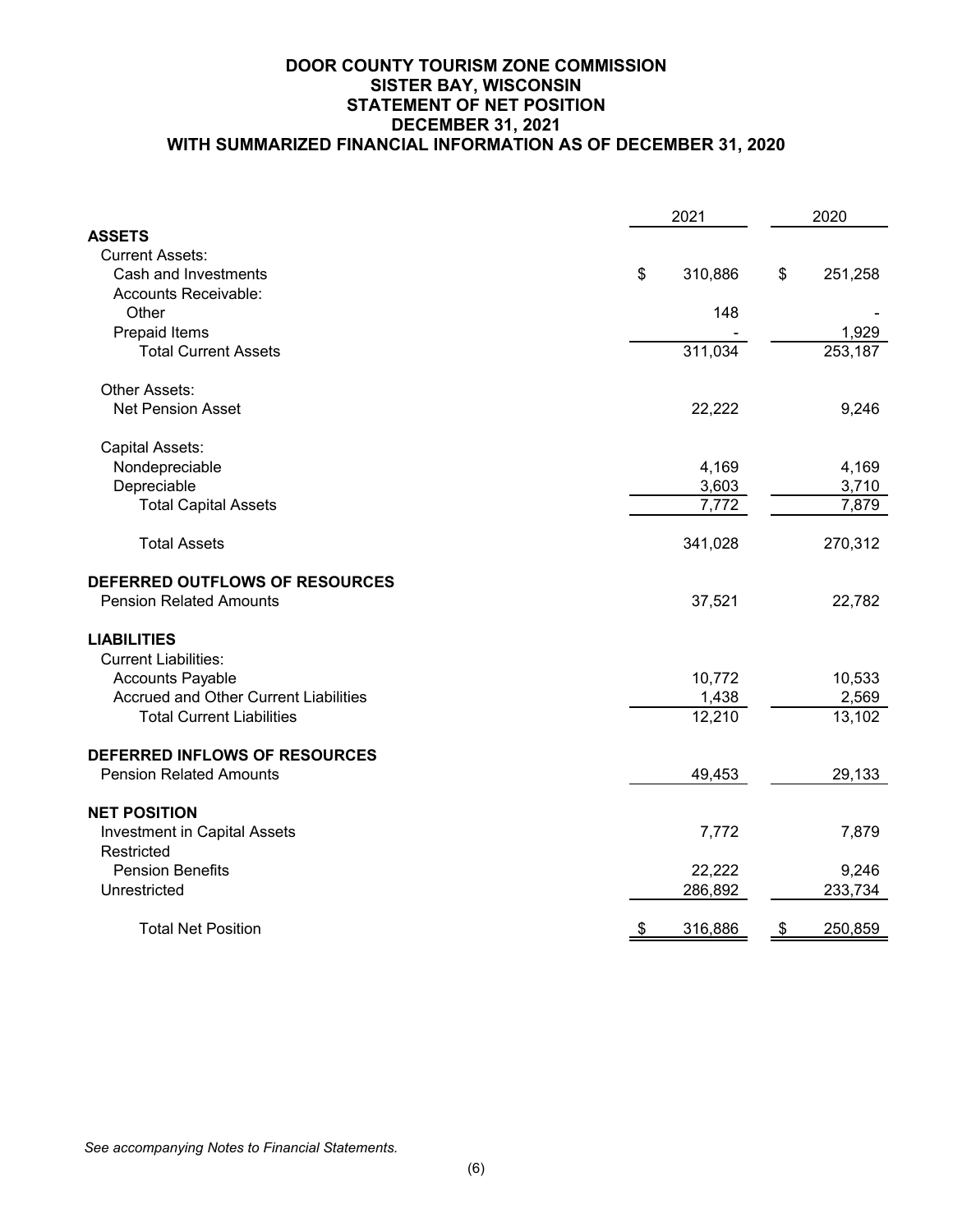# DOOR COUNTY TOURISM ZONE COMMISSION
## SISTER BAY, WISCONSIN
## STATEMENT OF NET POSITION
## DECEMBER 31, 2021
## WITH SUMMARIZED FINANCIAL INFORMATION AS OF DECEMBER 31, 2020

| | 2021 | 2020 |
|---|---|---|
| **ASSETS** | | |
| Current Assets: | | |
| Cash and Investments | $ 310,886 | $ 251,258 |
| Accounts Receivable: | | |
| Other | 148 | - |
| Prepaid Items | - | 1,929 |
| Total Current Assets | 311,034 | 253,187 |
| Other Assets: | | |
| Net Pension Asset | 22,222 | 9,246 |
| Capital Assets: | | |
| Nondepreciable | 4,169 | 4,169 |
| Depreciable | 3,603 | 3,710 |
| Total Capital Assets | 7,772 | 7,879 |
| Total Assets | 341,028 | 270,312 |
| **DEFERRED OUTFLOWS OF RESOURCES** | | |
| Pension Related Amounts | 37,521 | 22,782 |
| **LIABILITIES** | | |
| Current Liabilities: | | |
| Accounts Payable | 10,772 | 10,533 |
| Accrued and Other Current Liabilities | 1,438 | 2,569 |
| Total Current Liabilities | 12,210 | 13,102 |
| **DEFERRED INFLOWS OF RESOURCES** | | |
| Pension Related Amounts | 49,453 | 29,133 |
| **NET POSITION** | | |
| Investment in Capital Assets | 7,772 | 7,879 |
| Restricted | | |
| Pension Benefits | 22,222 | 9,246 |
| Unrestricted | 286,892 | 233,734 |
| Total Net Position | $ 316,886 | $ 250,859 |

*See accompanying Notes to Financial Statements.*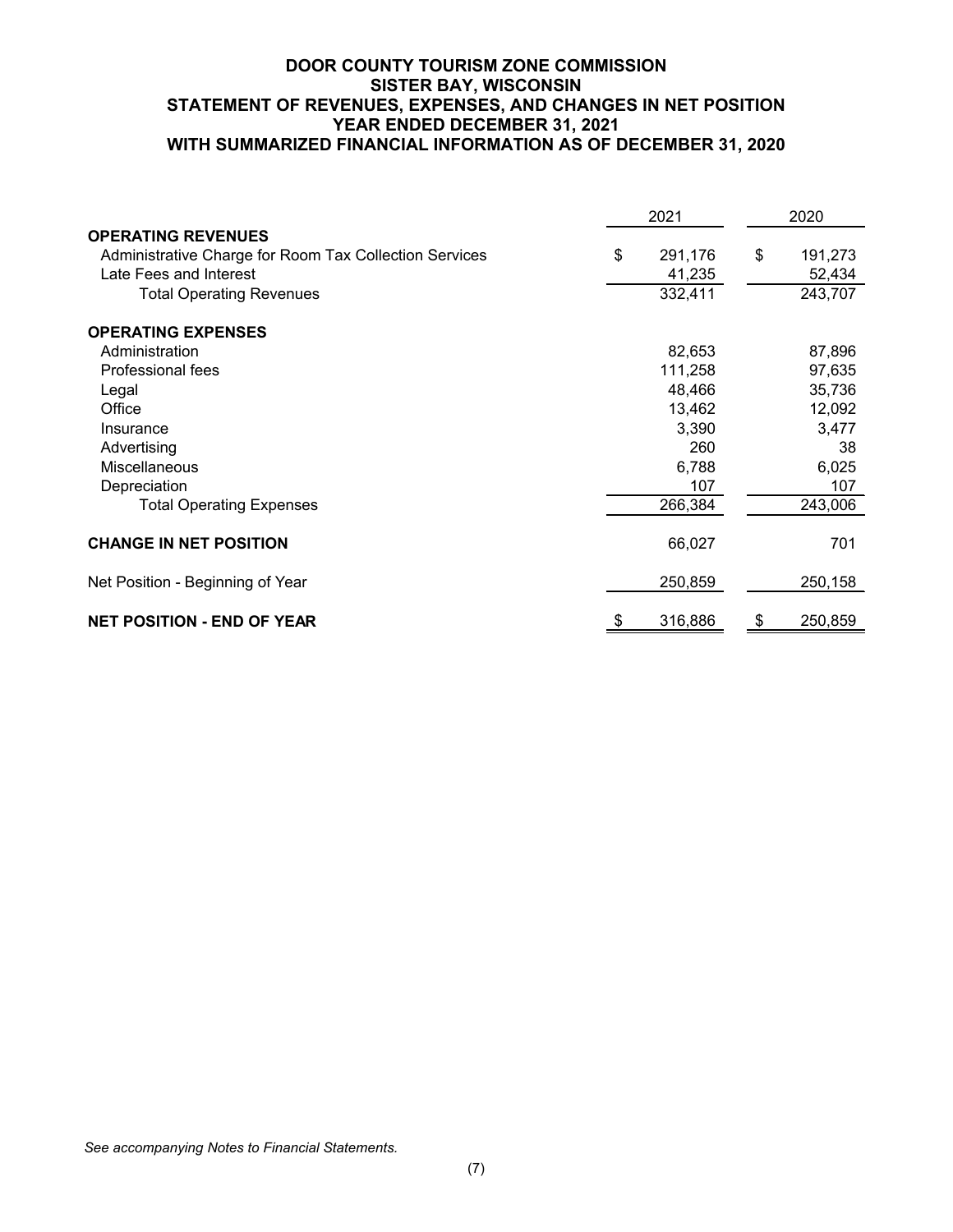# DOOR COUNTY TOURISM ZONE COMMISSION
## SISTER BAY, WISCONSIN
## STATEMENT OF REVENUES, EXPENSES, AND CHANGES IN NET POSITION
## YEAR ENDED DECEMBER 31, 2021
## WITH SUMMARIZED FINANCIAL INFORMATION AS OF DECEMBER 31, 2020

| | 2021 | 2020 |
|---|---|---|
| **OPERATING REVENUES** | | |
| Administrative Charge for Room Tax Collection Services | $ 291,176 | $ 191,273 |
| Late Fees and Interest | 41,235 | 52,434 |
| Total Operating Revenues | 332,411 | 243,707 |
| **OPERATING EXPENSES** | | |
| Administration | 82,653 | 87,896 |
| Professional fees | 111,258 | 97,635 |
| Legal | 48,466 | 35,736 |
| Office | 13,462 | 12,092 |
| Insurance | 3,390 | 3,477 |
| Advertising | 260 | 38 |
| Miscellaneous | 6,788 | 6,025 |
| Depreciation | 107 | 107 |
| Total Operating Expenses | 266,384 | 243,006 |
| **CHANGE IN NET POSITION** | 66,027 | 701 |
| Net Position - Beginning of Year | 250,859 | 250,158 |
| **NET POSITION - END OF YEAR** | $ 316,886 | $ 250,859 |

*See accompanying Notes to Financial Statements.*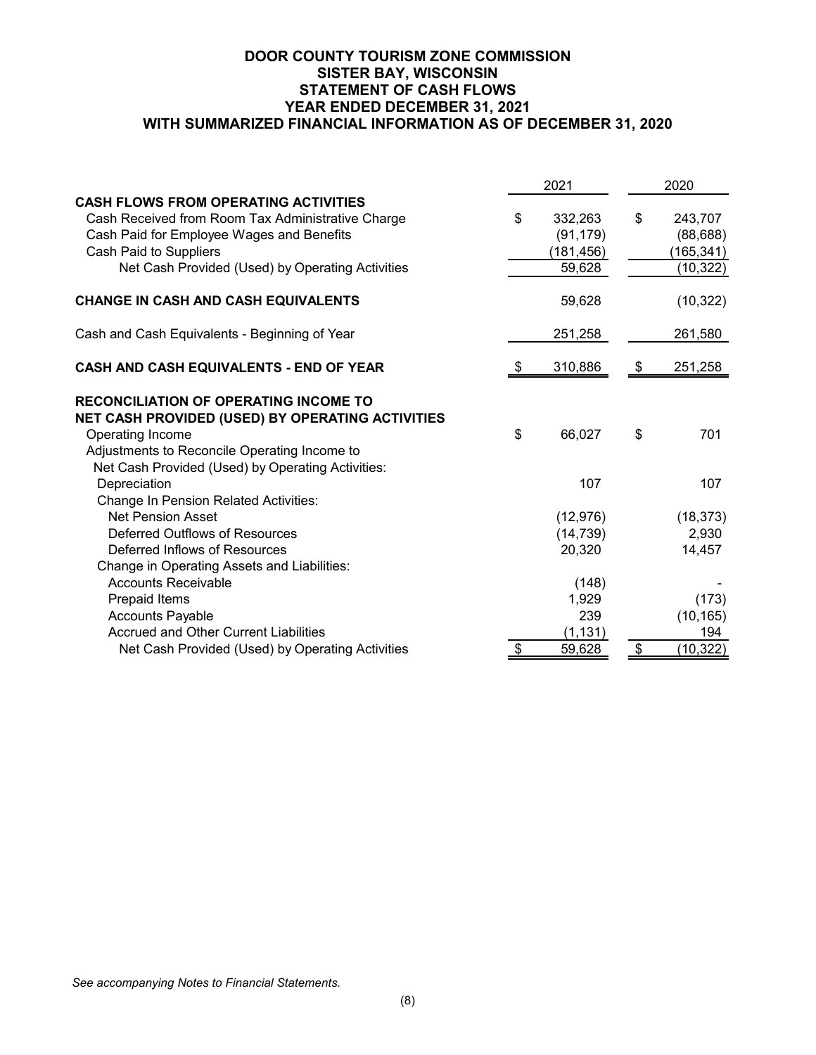# DOOR COUNTY TOURISM ZONE COMMISSION
## SISTER BAY, WISCONSIN
## STATEMENT OF CASH FLOWS
## YEAR ENDED DECEMBER 31, 2021
## WITH SUMMARIZED FINANCIAL INFORMATION AS OF DECEMBER 31, 2020

| | 2021 | 2020 |
|---|---|---|
| **CASH FLOWS FROM OPERATING ACTIVITIES** | | |
| Cash Received from Room Tax Administrative Charge | $ 332,263 | $ 243,707 |
| Cash Paid for Employee Wages and Benefits | (91,179) | (88,688) |
| Cash Paid to Suppliers | (181,456) | (165,341) |
| Net Cash Provided (Used) by Operating Activities | 59,628 | (10,322) |
| **CHANGE IN CASH AND CASH EQUIVALENTS** | 59,628 | (10,322) |
| Cash and Cash Equivalents - Beginning of Year | 251,258 | 261,580 |
| **CASH AND CASH EQUIVALENTS - END OF YEAR** | $ 310,886 | $ 251,258 |
| **RECONCILIATION OF OPERATING INCOME TO NET CASH PROVIDED (USED) BY OPERATING ACTIVITIES** | | |
| Operating Income | $ 66,027 | $ 701 |
| Adjustments to Reconcile Operating Income to Net Cash Provided (Used) by Operating Activities: | | |
| Depreciation | 107 | 107 |
| Change In Pension Related Activities: | | |
| Net Pension Asset | (12,976) | (18,373) |
| Deferred Outflows of Resources | (14,739) | 2,930 |
| Deferred Inflows of Resources | 20,320 | 14,457 |
| Change in Operating Assets and Liabilities: | | |
| Accounts Receivable | (148) | - |
| Prepaid Items | 1,929 | (173) |
| Accounts Payable | 239 | (10,165) |
| Accrued and Other Current Liabilities | (1,131) | 194 |
| Net Cash Provided (Used) by Operating Activities | $ 59,628 | $ (10,322) |

*See accompanying Notes to Financial Statements.*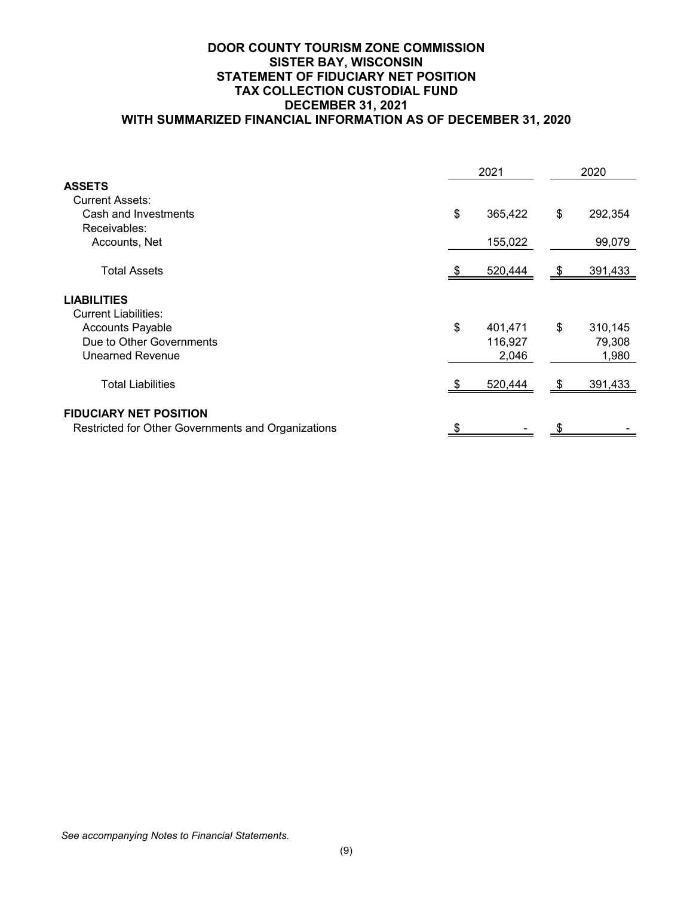# DOOR COUNTY TOURISM ZONE COMMISSION
## SISTER BAY, WISCONSIN
## STATEMENT OF FIDUCIARY NET POSITION
## TAX COLLECTION CUSTODIAL FUND
## DECEMBER 31, 2021
## WITH SUMMARIZED FINANCIAL INFORMATION AS OF DECEMBER 31, 2020

| | 2021 | 2020 |
|---|---|---|
| **ASSETS** | | |
| Current Assets: | | |
| Cash and Investments | $ 365,422 | $ 292,354 |
| Receivables: | | |
| Accounts, Net | 155,022 | 99,079 |
| Total Assets | $ 520,444 | $ 391,433 |
| **LIABILITIES** | | |
| Current Liabilities: | | |
| Accounts Payable | $ 401,471 | $ 310,145 |
| Due to Other Governments | 116,927 | 79,308 |
| Unearned Revenue | 2,046 | 1,980 |
| Total Liabilities | $ 520,444 | $ 391,433 |
| **FIDUCIARY NET POSITION** | | |
| Restricted for Other Governments and Organizations | $ - | $ - |

*See accompanying Notes to Financial Statements.*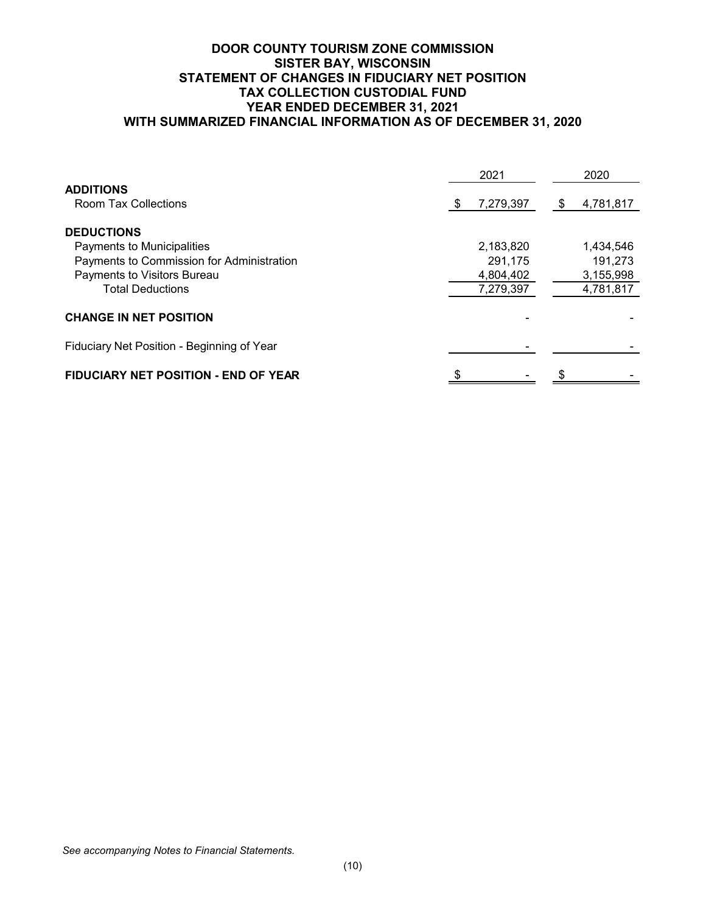# DOOR COUNTY TOURISM ZONE COMMISSION
## SISTER BAY, WISCONSIN
## STATEMENT OF CHANGES IN FIDUCIARY NET POSITION
## TAX COLLECTION CUSTODIAL FUND
## YEAR ENDED DECEMBER 31, 2021
## WITH SUMMARIZED FINANCIAL INFORMATION AS OF DECEMBER 31, 2020

| | 2021 | 2020 |
|---|---|---|
| **ADDITIONS** | | |
| Room Tax Collections | $ 7,279,397 | $ 4,781,817 |
| **DEDUCTIONS** | | |
| Payments to Municipalities | 2,183,820 | 1,434,546 |
| Payments to Commission for Administration | 291,175 | 191,273 |
| Payments to Visitors Bureau | 4,804,402 | 3,155,998 |
| Total Deductions | 7,279,397 | 4,781,817 |
| **CHANGE IN NET POSITION** | - | - |
| Fiduciary Net Position - Beginning of Year | - | - |
| **FIDUCIARY NET POSITION - END OF YEAR** | $ - | $ - |

*See accompanying Notes to Financial Statements.*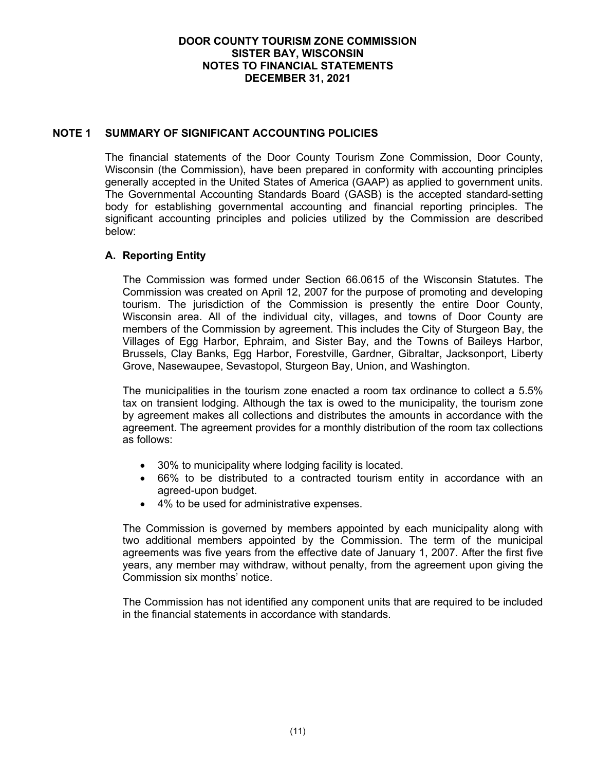# DOOR COUNTY TOURISM ZONE COMMISSION
## SISTER BAY, WISCONSIN
## NOTES TO FINANCIAL STATEMENTS
## DECEMBER 31, 2021

## NOTE 1 SUMMARY OF SIGNIFICANT ACCOUNTING POLICIES

The financial statements of the Door County Tourism Zone Commission, Door County, Wisconsin (the Commission), have been prepared in conformity with accounting principles generally accepted in the United States of America (GAAP) as applied to government units. The Governmental Accounting Standards Board (GASB) is the accepted standard-setting body for establishing governmental accounting and financial reporting principles. The significant accounting principles and policies utilized by the Commission are described below:

### A. Reporting Entity

The Commission was formed under Section 66.0615 of the Wisconsin Statutes. The Commission was created on April 12, 2007 for the purpose of promoting and developing tourism. The jurisdiction of the Commission is presently the entire Door County, Wisconsin area. All of the individual city, villages, and towns of Door County are members of the Commission by agreement. This includes the City of Sturgeon Bay, the Villages of Egg Harbor, Ephraim, and Sister Bay, and the Towns of Baileys Harbor, Brussels, Clay Banks, Egg Harbor, Forestville, Gardner, Gibraltar, Jacksonport, Liberty Grove, Nasewaupee, Sevastopol, Sturgeon Bay, Union, and Washington.

The municipalities in the tourism zone enacted a room tax ordinance to collect a 5.5% tax on transient lodging. Although the tax is owed to the municipality, the tourism zone by agreement makes all collections and distributes the amounts in accordance with the agreement. The agreement provides for a monthly distribution of the room tax collections as follows:

- 30% to municipality where lodging facility is located.
- 66% to be distributed to a contracted tourism entity in accordance with an agreed-upon budget.
- 4% to be used for administrative expenses.

The Commission is governed by members appointed by each municipality along with two additional members appointed by the Commission. The term of the municipal agreements was five years from the effective date of January 1, 2007. After the first five years, any member may withdraw, without penalty, from the agreement upon giving the Commission six months' notice.

The Commission has not identified any component units that are required to be included in the financial statements in accordance with standards.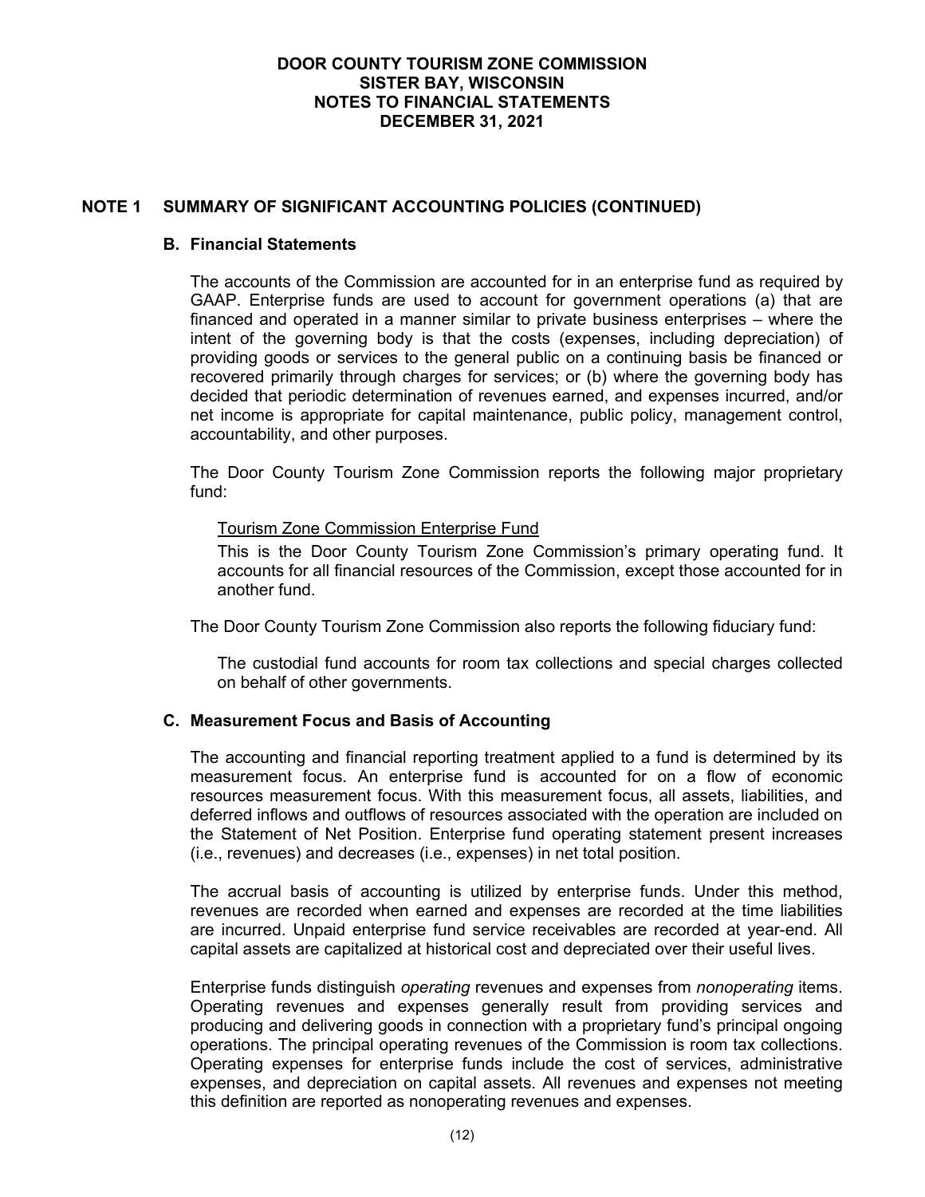## NOTE 1 SUMMARY OF SIGNIFICANT ACCOUNTING POLICIES (CONTINUED)

### B. Financial Statements

The accounts of the Commission are accounted for in an enterprise fund as required by GAAP. Enterprise funds are used to account for government operations (a) that are financed and operated in a manner similar to private business enterprises – where the intent of the governing body is that the costs (expenses, including depreciation) of providing goods or services to the general public on a continuing basis be financed or recovered primarily through charges for services; or (b) where the governing body has decided that periodic determination of revenues earned, and expenses incurred, and/or net income is appropriate for capital maintenance, public policy, management control, accountability, and other purposes.

The Door County Tourism Zone Commission reports the following major proprietary fund:

<u>Tourism Zone Commission Enterprise Fund</u>

This is the Door County Tourism Zone Commission's primary operating fund. It accounts for all financial resources of the Commission, except those accounted for in another fund.

The Door County Tourism Zone Commission also reports the following fiduciary fund:

The custodial fund accounts for room tax collections and special charges collected on behalf of other governments.

### C. Measurement Focus and Basis of Accounting

The accounting and financial reporting treatment applied to a fund is determined by its measurement focus. An enterprise fund is accounted for on a flow of economic resources measurement focus. With this measurement focus, all assets, liabilities, and deferred inflows and outflows of resources associated with the operation are included on the Statement of Net Position. Enterprise fund operating statement present increases (i.e., revenues) and decreases (i.e., expenses) in net total position.

The accrual basis of accounting is utilized by enterprise funds. Under this method, revenues are recorded when earned and expenses are recorded at the time liabilities are incurred. Unpaid enterprise fund service receivables are recorded at year-end. All capital assets are capitalized at historical cost and depreciated over their useful lives.

Enterprise funds distinguish *operating* revenues and expenses from *nonoperating* items. Operating revenues and expenses generally result from providing services and producing and delivering goods in connection with a proprietary fund's principal ongoing operations. The principal operating revenues of the Commission is room tax collections. Operating expenses for enterprise funds include the cost of services, administrative expenses, and depreciation on capital assets. All revenues and expenses not meeting this definition are reported as nonoperating revenues and expenses.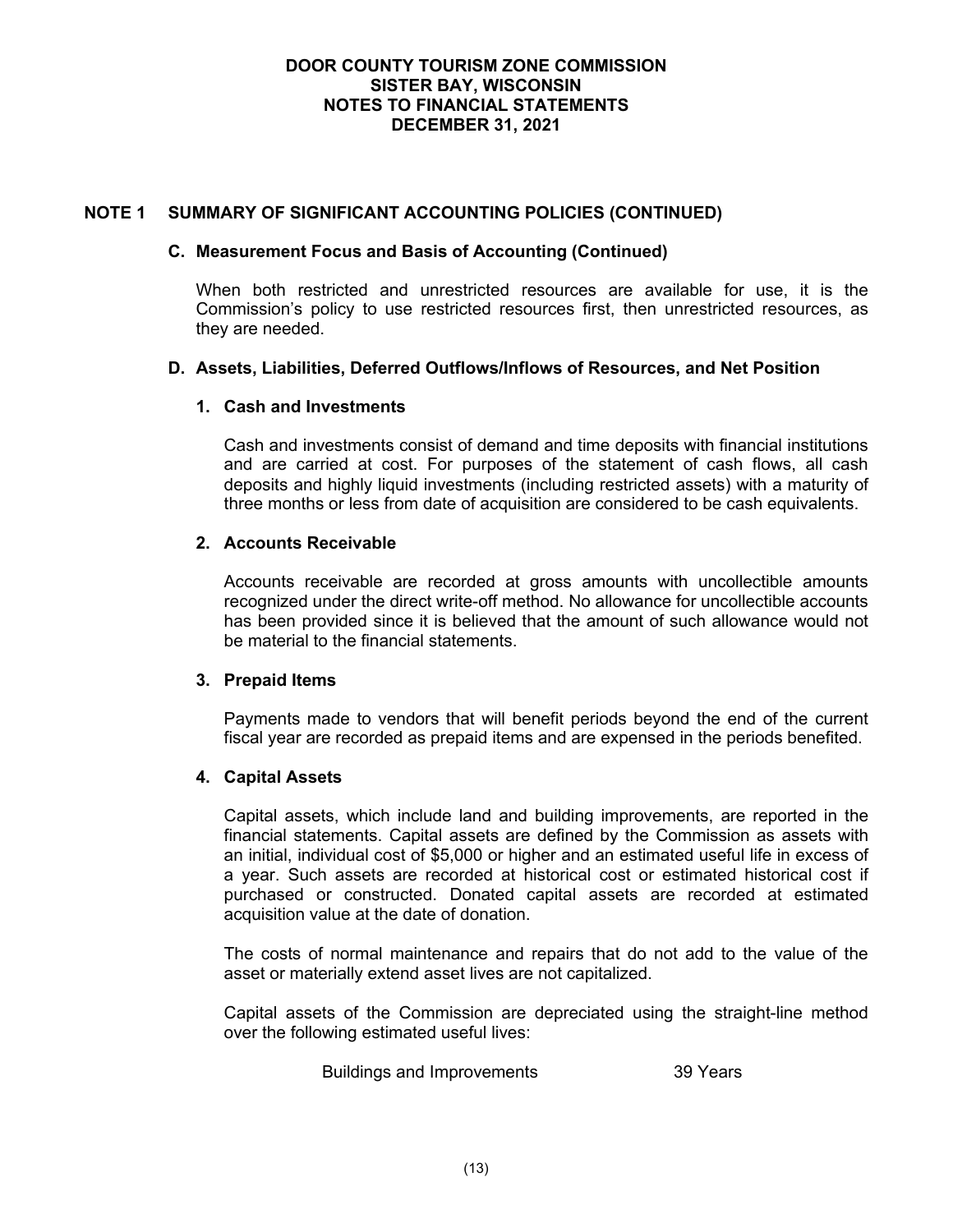# DOOR COUNTY TOURISM ZONE COMMISSION
## SISTER BAY, WISCONSIN
## NOTES TO FINANCIAL STATEMENTS
## DECEMBER 31, 2021

## NOTE 1 SUMMARY OF SIGNIFICANT ACCOUNTING POLICIES (CONTINUED)

### C. Measurement Focus and Basis of Accounting (Continued)

When both restricted and unrestricted resources are available for use, it is the Commission's policy to use restricted resources first, then unrestricted resources, as they are needed.

### D. Assets, Liabilities, Deferred Outflows/Inflows of Resources, and Net Position

#### 1. Cash and Investments

Cash and investments consist of demand and time deposits with financial institutions and are carried at cost. For purposes of the statement of cash flows, all cash deposits and highly liquid investments (including restricted assets) with a maturity of three months or less from date of acquisition are considered to be cash equivalents.

#### 2. Accounts Receivable

Accounts receivable are recorded at gross amounts with uncollectible amounts recognized under the direct write-off method. No allowance for uncollectible accounts has been provided since it is believed that the amount of such allowance would not be material to the financial statements.

#### 3. Prepaid Items

Payments made to vendors that will benefit periods beyond the end of the current fiscal year are recorded as prepaid items and are expensed in the periods benefited.

#### 4. Capital Assets

Capital assets, which include land and building improvements, are reported in the financial statements. Capital assets are defined by the Commission as assets with an initial, individual cost of $5,000 or higher and an estimated useful life in excess of a year. Such assets are recorded at historical cost or estimated historical cost if purchased or constructed. Donated capital assets are recorded at estimated acquisition value at the date of donation.

The costs of normal maintenance and repairs that do not add to the value of the asset or materially extend asset lives are not capitalized.

Capital assets of the Commission are depreciated using the straight-line method over the following estimated useful lives:

| | |
|---|---|
| Buildings and Improvements | 39 Years |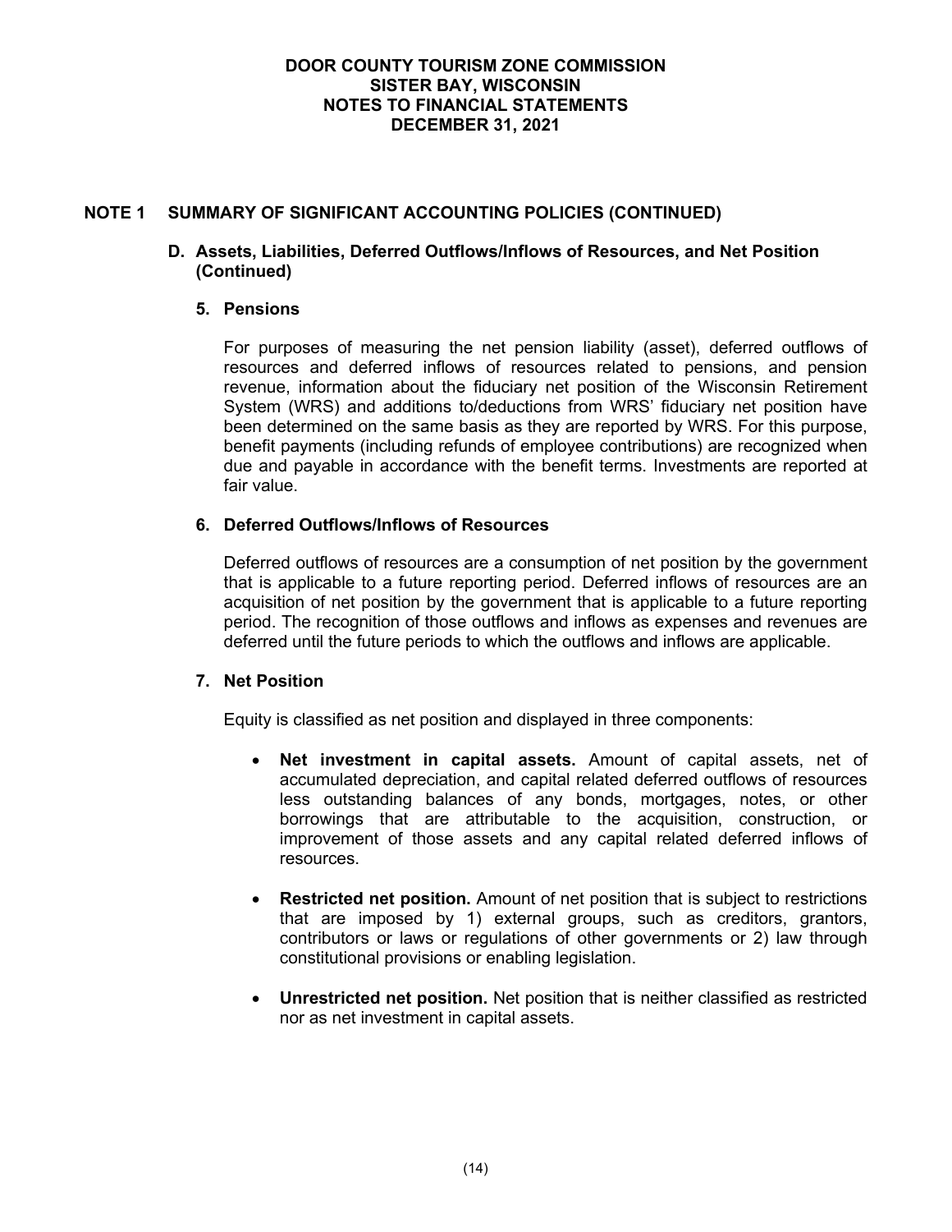## NOTE 1 SUMMARY OF SIGNIFICANT ACCOUNTING POLICIES (CONTINUED)

### D. Assets, Liabilities, Deferred Outflows/Inflows of Resources, and Net Position (Continued)

#### 5. Pensions

For purposes of measuring the net pension liability (asset), deferred outflows of resources and deferred inflows of resources related to pensions, and pension revenue, information about the fiduciary net position of the Wisconsin Retirement System (WRS) and additions to/deductions from WRS' fiduciary net position have been determined on the same basis as they are reported by WRS. For this purpose, benefit payments (including refunds of employee contributions) are recognized when due and payable in accordance with the benefit terms. Investments are reported at fair value.

#### 6. Deferred Outflows/Inflows of Resources

Deferred outflows of resources are a consumption of net position by the government that is applicable to a future reporting period. Deferred inflows of resources are an acquisition of net position by the government that is applicable to a future reporting period. The recognition of those outflows and inflows as expenses and revenues are deferred until the future periods to which the outflows and inflows are applicable.

#### 7. Net Position

Equity is classified as net position and displayed in three components:

- **Net investment in capital assets.** Amount of capital assets, net of accumulated depreciation, and capital related deferred outflows of resources less outstanding balances of any bonds, mortgages, notes, or other borrowings that are attributable to the acquisition, construction, or improvement of those assets and any capital related deferred inflows of resources.

- **Restricted net position.** Amount of net position that is subject to restrictions that are imposed by 1) external groups, such as creditors, grantors, contributors or laws or regulations of other governments or 2) law through constitutional provisions or enabling legislation.

- **Unrestricted net position.** Net position that is neither classified as restricted nor as net investment in capital assets.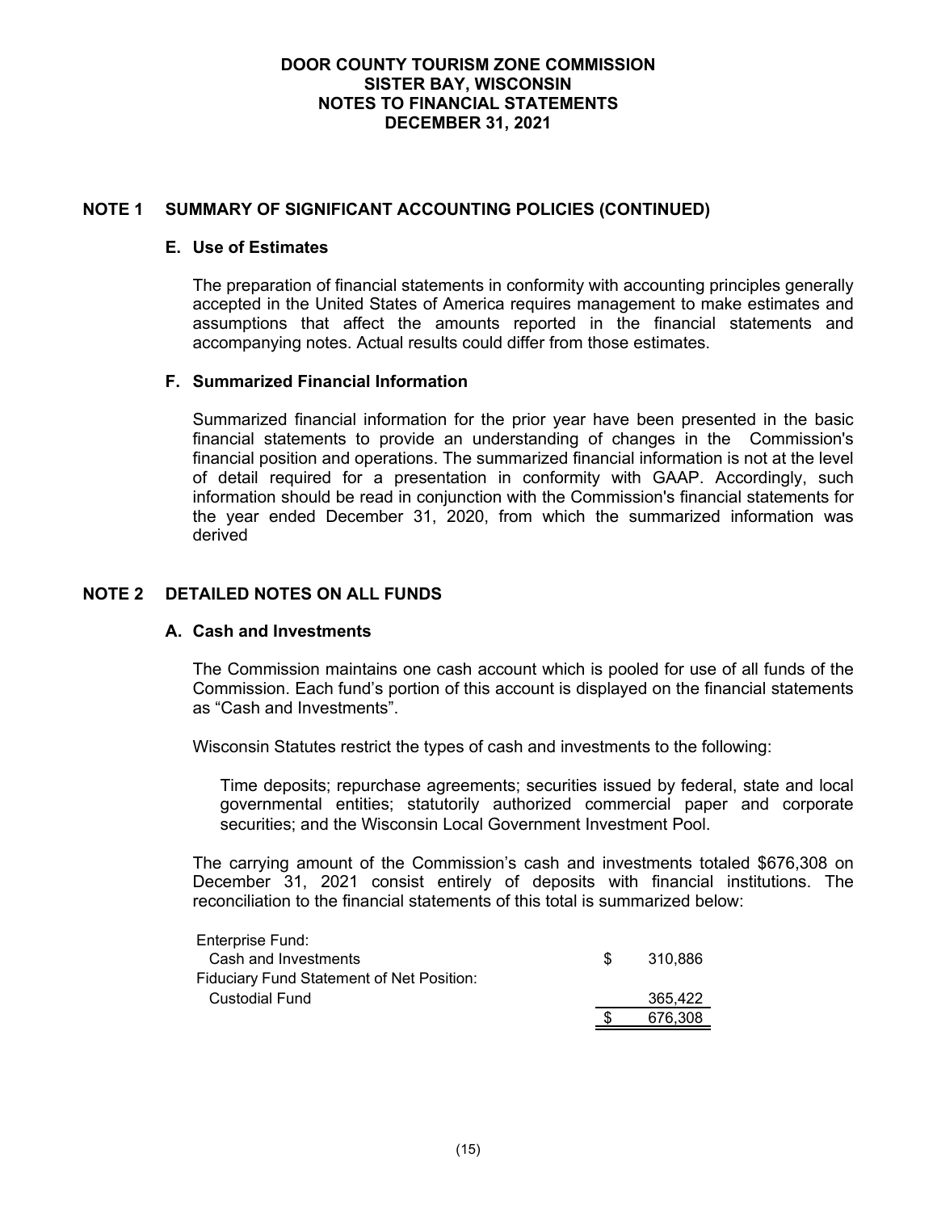# DOOR COUNTY TOURISM ZONE COMMISSION
## SISTER BAY, WISCONSIN
## NOTES TO FINANCIAL STATEMENTS
## DECEMBER 31, 2021

## NOTE 1 SUMMARY OF SIGNIFICANT ACCOUNTING POLICIES (CONTINUED)

### E. Use of Estimates

The preparation of financial statements in conformity with accounting principles generally accepted in the United States of America requires management to make estimates and assumptions that affect the amounts reported in the financial statements and accompanying notes. Actual results could differ from those estimates.

### F. Summarized Financial Information

Summarized financial information for the prior year have been presented in the basic financial statements to provide an understanding of changes in the Commission's financial position and operations. The summarized financial information is not at the level of detail required for a presentation in conformity with GAAP. Accordingly, such information should be read in conjunction with the Commission's financial statements for the year ended December 31, 2020, from which the summarized information was derived

## NOTE 2 DETAILED NOTES ON ALL FUNDS

### A. Cash and Investments

The Commission maintains one cash account which is pooled for use of all funds of the Commission. Each fund's portion of this account is displayed on the financial statements as "Cash and Investments".

Wisconsin Statutes restrict the types of cash and investments to the following:

> Time deposits; repurchase agreements; securities issued by federal, state and local governmental entities; statutorily authorized commercial paper and corporate securities; and the Wisconsin Local Government Investment Pool.

The carrying amount of the Commission's cash and investments totaled $676,308 on December 31, 2021 consist entirely of deposits with financial institutions. The reconciliation to the financial statements of this total is summarized below:

| | |
|---|---|
| Enterprise Fund: | |
| Cash and Investments | $ 310,886 |
| Fiduciary Fund Statement of Net Position: | |
| Custodial Fund | 365,422 |
| | $ 676,308 |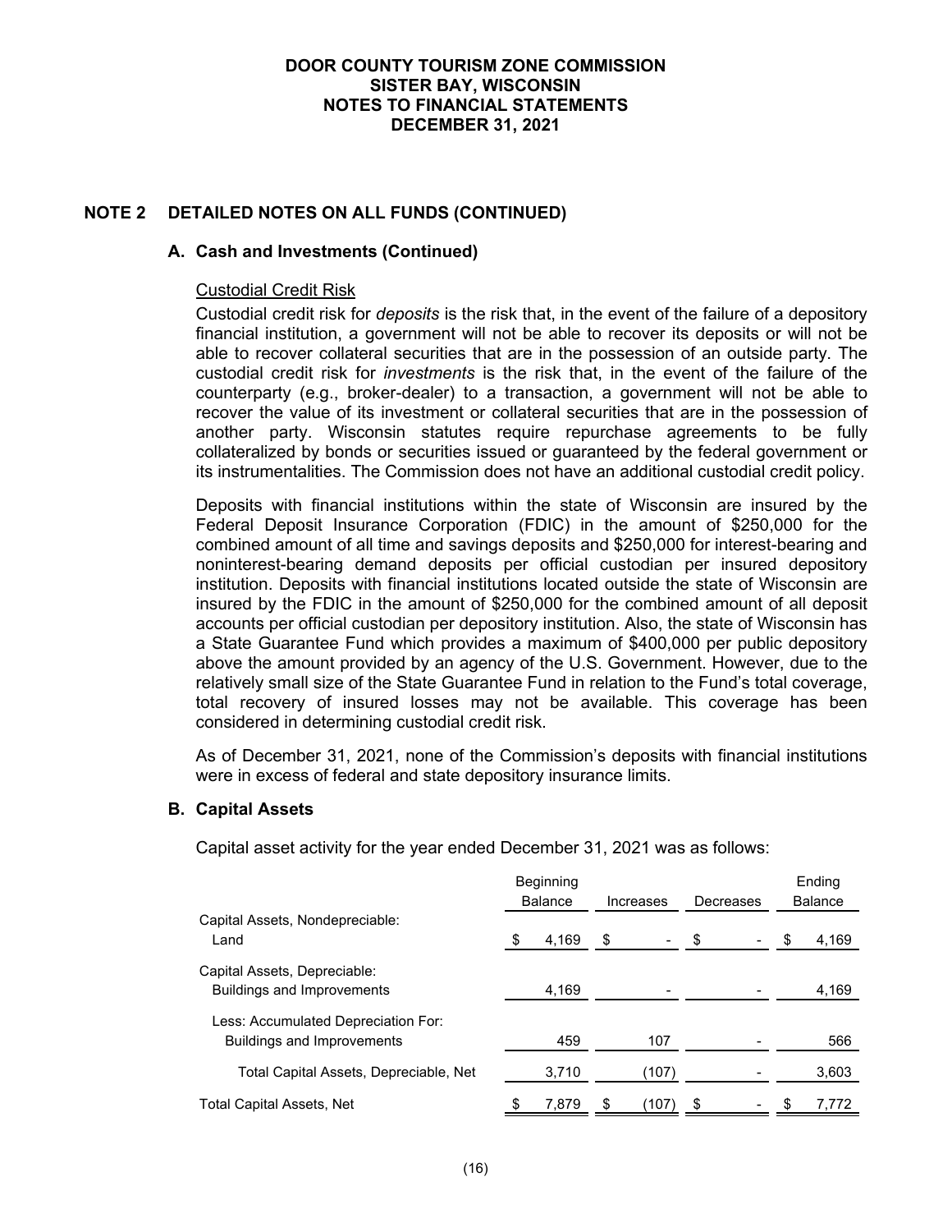# DOOR COUNTY TOURISM ZONE COMMISSION
## SISTER BAY, WISCONSIN
## NOTES TO FINANCIAL STATEMENTS
## DECEMBER 31, 2021

## NOTE 2 DETAILED NOTES ON ALL FUNDS (CONTINUED)

### A. Cash and Investments (Continued)

Custodial Credit Risk

Custodial credit risk for *deposits* is the risk that, in the event of the failure of a depository financial institution, a government will not be able to recover its deposits or will not be able to recover collateral securities that are in the possession of an outside party. The custodial credit risk for *investments* is the risk that, in the event of the failure of the counterparty (e.g., broker-dealer) to a transaction, a government will not be able to recover the value of its investment or collateral securities that are in the possession of another party. Wisconsin statutes require repurchase agreements to be fully collateralized by bonds or securities issued or guaranteed by the federal government or its instrumentalities. The Commission does not have an additional custodial credit policy.

Deposits with financial institutions within the state of Wisconsin are insured by the Federal Deposit Insurance Corporation (FDIC) in the amount of $250,000 for the combined amount of all time and savings deposits and $250,000 for interest-bearing and noninterest-bearing demand deposits per official custodian per insured depository institution. Deposits with financial institutions located outside the state of Wisconsin are insured by the FDIC in the amount of $250,000 for the combined amount of all deposit accounts per official custodian per depository institution. Also, the state of Wisconsin has a State Guarantee Fund which provides a maximum of $400,000 per public depository above the amount provided by an agency of the U.S. Government. However, due to the relatively small size of the State Guarantee Fund in relation to the Fund's total coverage, total recovery of insured losses may not be available. This coverage has been considered in determining custodial credit risk.

As of December 31, 2021, none of the Commission's deposits with financial institutions were in excess of federal and state depository insurance limits.

### B. Capital Assets

Capital asset activity for the year ended December 31, 2021 was as follows:

| | Beginning Balance | Increases | Decreases | Ending Balance |
|---|---|---|---|---|
| Capital Assets, Nondepreciable: | | | | |
| Land | $ 4,169 | $ - | $ - | $ 4,169 |
| Capital Assets, Depreciable: | | | | |
| Buildings and Improvements | 4,169 | - | - | 4,169 |
| Less: Accumulated Depreciation For: | | | | |
| Buildings and Improvements | 459 | 107 | - | 566 |
| Total Capital Assets, Depreciable, Net | 3,710 | (107) | - | 3,603 |
| Total Capital Assets, Net | $ 7,879 | $ (107) | $ - | $ 7,772 |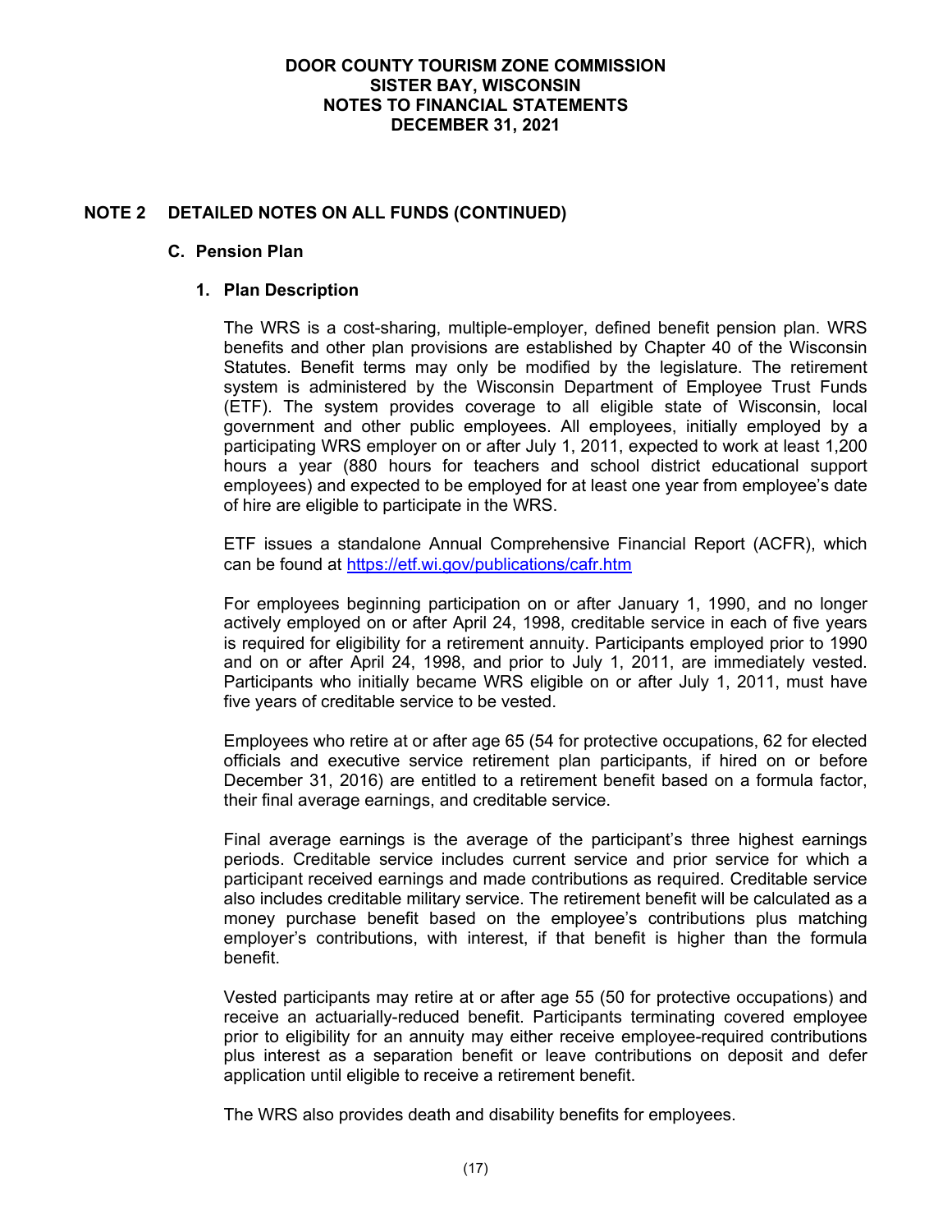## NOTE 2 DETAILED NOTES ON ALL FUNDS (CONTINUED)

### C. Pension Plan

#### 1. Plan Description

The WRS is a cost-sharing, multiple-employer, defined benefit pension plan. WRS benefits and other plan provisions are established by Chapter 40 of the Wisconsin Statutes. Benefit terms may only be modified by the legislature. The retirement system is administered by the Wisconsin Department of Employee Trust Funds (ETF). The system provides coverage to all eligible state of Wisconsin, local government and other public employees. All employees, initially employed by a participating WRS employer on or after July 1, 2011, expected to work at least 1,200 hours a year (880 hours for teachers and school district educational support employees) and expected to be employed for at least one year from employee's date of hire are eligible to participate in the WRS.

ETF issues a standalone Annual Comprehensive Financial Report (ACFR), which can be found at https://etf.wi.gov/publications/cafr.htm

For employees beginning participation on or after January 1, 1990, and no longer actively employed on or after April 24, 1998, creditable service in each of five years is required for eligibility for a retirement annuity. Participants employed prior to 1990 and on or after April 24, 1998, and prior to July 1, 2011, are immediately vested. Participants who initially became WRS eligible on or after July 1, 2011, must have five years of creditable service to be vested.

Employees who retire at or after age 65 (54 for protective occupations, 62 for elected officials and executive service retirement plan participants, if hired on or before December 31, 2016) are entitled to a retirement benefit based on a formula factor, their final average earnings, and creditable service.

Final average earnings is the average of the participant's three highest earnings periods. Creditable service includes current service and prior service for which a participant received earnings and made contributions as required. Creditable service also includes creditable military service. The retirement benefit will be calculated as a money purchase benefit based on the employee's contributions plus matching employer's contributions, with interest, if that benefit is higher than the formula benefit.

Vested participants may retire at or after age 55 (50 for protective occupations) and receive an actuarially-reduced benefit. Participants terminating covered employee prior to eligibility for an annuity may either receive employee-required contributions plus interest as a separation benefit or leave contributions on deposit and defer application until eligible to receive a retirement benefit.

The WRS also provides death and disability benefits for employees.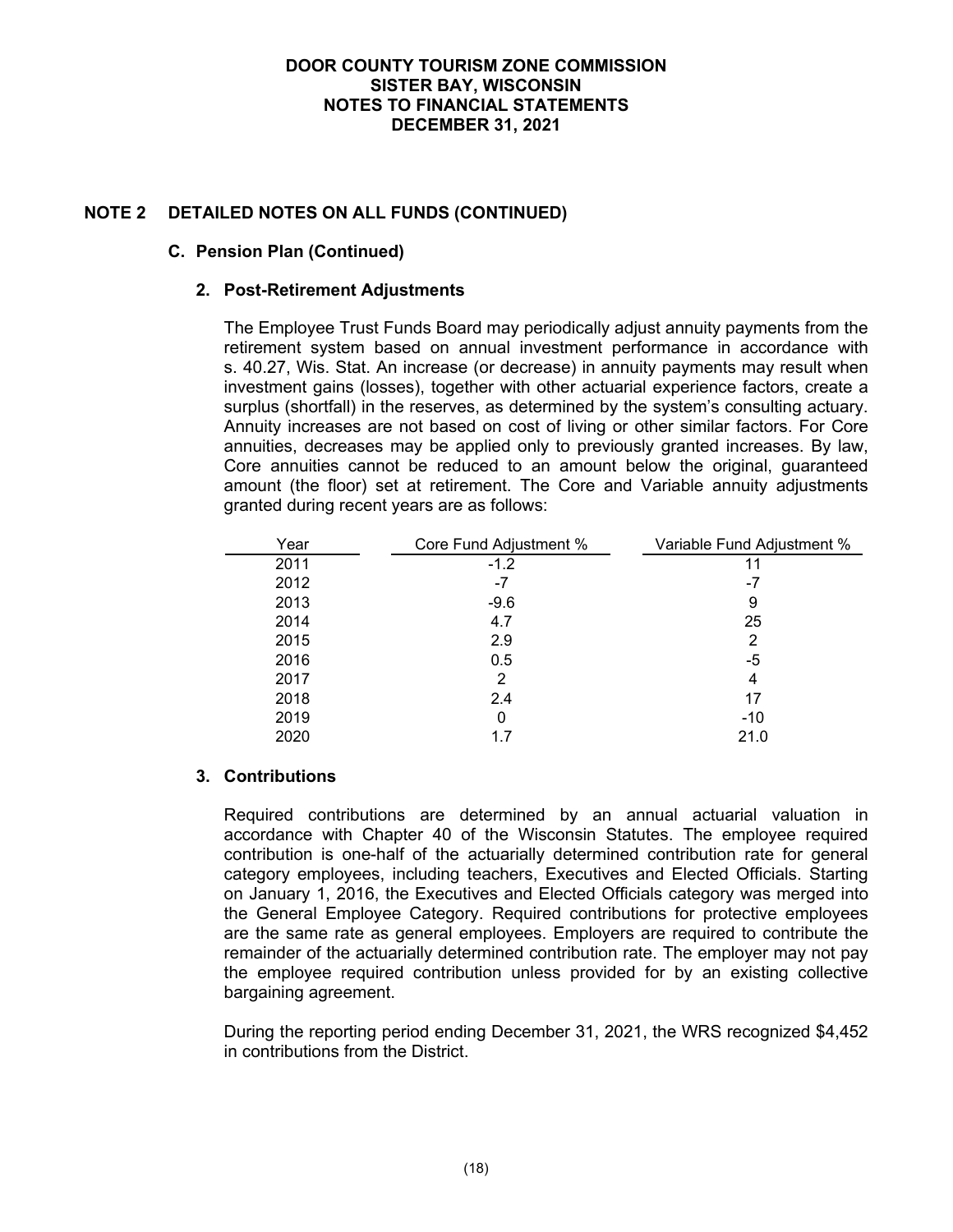## NOTE 2 DETAILED NOTES ON ALL FUNDS (CONTINUED)

### C. Pension Plan (Continued)

#### 2. Post-Retirement Adjustments

The Employee Trust Funds Board may periodically adjust annuity payments from the retirement system based on annual investment performance in accordance with s. 40.27, Wis. Stat. An increase (or decrease) in annuity payments may result when investment gains (losses), together with other actuarial experience factors, create a surplus (shortfall) in the reserves, as determined by the system's consulting actuary. Annuity increases are not based on cost of living or other similar factors. For Core annuities, decreases may be applied only to previously granted increases. By law, Core annuities cannot be reduced to an amount below the original, guaranteed amount (the floor) set at retirement. The Core and Variable annuity adjustments granted during recent years are as follows:

| Year | Core Fund Adjustment % | Variable Fund Adjustment % |
|---|---|---|
| 2011 | -1.2 | 11 |
| 2012 | -7 | -7 |
| 2013 | -9.6 | 9 |
| 2014 | 4.7 | 25 |
| 2015 | 2.9 | 2 |
| 2016 | 0.5 | -5 |
| 2017 | 2 | 4 |
| 2018 | 2.4 | 17 |
| 2019 | 0 | -10 |
| 2020 | 1.7 | 21.0 |

#### 3. Contributions

Required contributions are determined by an annual actuarial valuation in accordance with Chapter 40 of the Wisconsin Statutes. The employee required contribution is one-half of the actuarially determined contribution rate for general category employees, including teachers, Executives and Elected Officials. Starting on January 1, 2016, the Executives and Elected Officials category was merged into the General Employee Category. Required contributions for protective employees are the same rate as general employees. Employers are required to contribute the remainder of the actuarially determined contribution rate. The employer may not pay the employee required contribution unless provided for by an existing collective bargaining agreement.

During the reporting period ending December 31, 2021, the WRS recognized $4,452 in contributions from the District.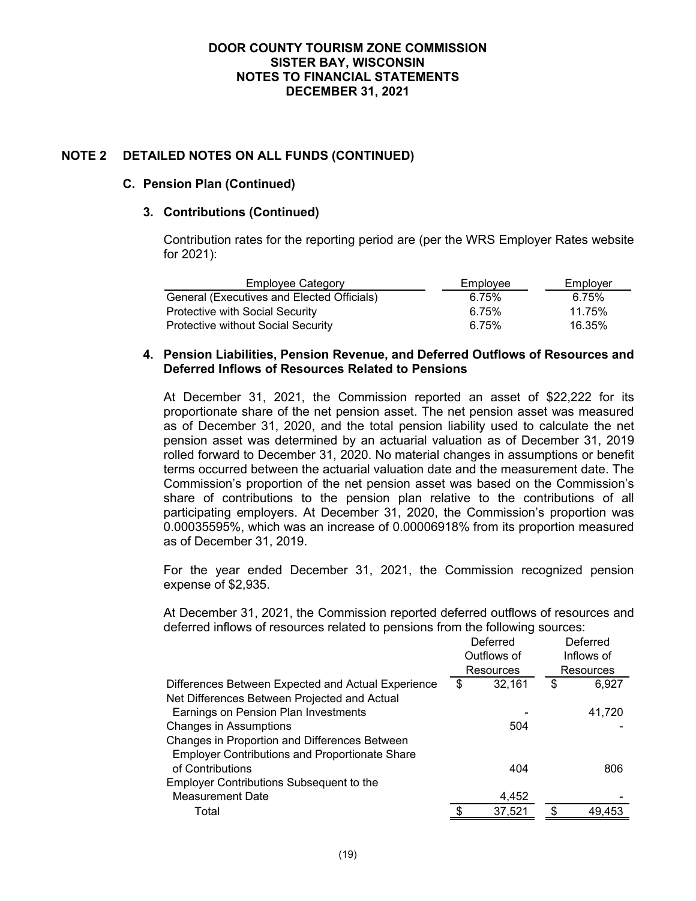**DOOR COUNTY TOURISM ZONE COMMISSION**
**SISTER BAY, WISCONSIN**
**NOTES TO FINANCIAL STATEMENTS**
**DECEMBER 31, 2021**

## NOTE 2 DETAILED NOTES ON ALL FUNDS (CONTINUED)

### C. Pension Plan (Continued)

#### 3. Contributions (Continued)

Contribution rates for the reporting period are (per the WRS Employer Rates website for 2021):

| Employee Category | Employee | Employer |
|---|---|---|
| General (Executives and Elected Officials) | 6.75% | 6.75% |
| Protective with Social Security | 6.75% | 11.75% |
| Protective without Social Security | 6.75% | 16.35% |

#### 4. Pension Liabilities, Pension Revenue, and Deferred Outflows of Resources and Deferred Inflows of Resources Related to Pensions

At December 31, 2021, the Commission reported an asset of $22,222 for its proportionate share of the net pension asset. The net pension asset was measured as of December 31, 2020, and the total pension liability used to calculate the net pension asset was determined by an actuarial valuation as of December 31, 2019 rolled forward to December 31, 2020. No material changes in assumptions or benefit terms occurred between the actuarial valuation date and the measurement date. The Commission's proportion of the net pension asset was based on the Commission's share of contributions to the pension plan relative to the contributions of all participating employers. At December 31, 2020, the Commission's proportion was 0.00035595%, which was an increase of 0.00006918% from its proportion measured as of December 31, 2019.

For the year ended December 31, 2021, the Commission recognized pension expense of $2,935.

At December 31, 2021, the Commission reported deferred outflows of resources and deferred inflows of resources related to pensions from the following sources:

| | Deferred Outflows of Resources | Deferred Inflows of Resources |
|---|---|---|
| Differences Between Expected and Actual Experience | $ 32,161 | $ 6,927 |
| Net Differences Between Projected and Actual Earnings on Pension Plan Investments | - | 41,720 |
| Changes in Assumptions | 504 | - |
| Changes in Proportion and Differences Between Employer Contributions and Proportionate Share of Contributions | 404 | 806 |
| Employer Contributions Subsequent to the Measurement Date | 4,452 | - |
| Total | $ 37,521 | $ 49,453 |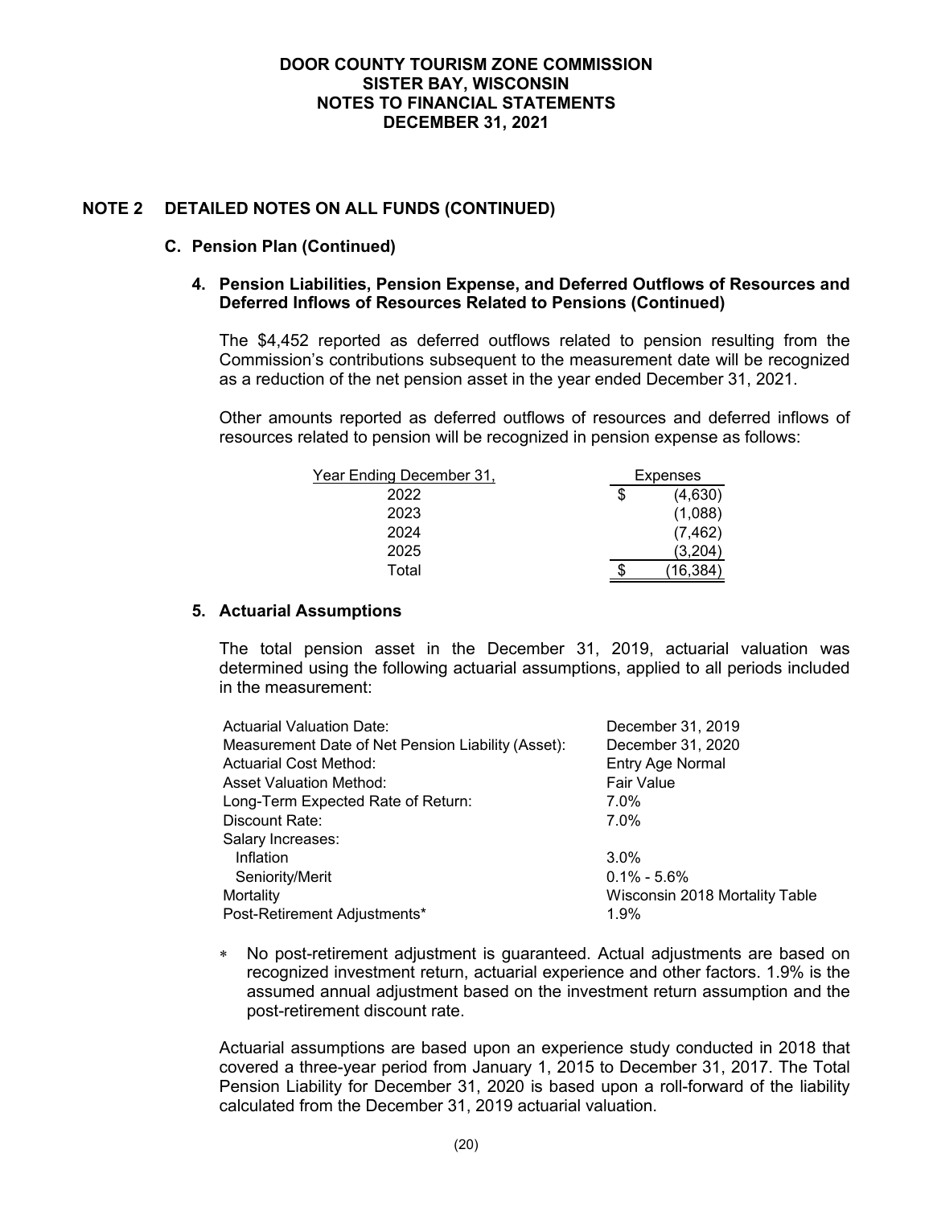# DOOR COUNTY TOURISM ZONE COMMISSION
## SISTER BAY, WISCONSIN
## NOTES TO FINANCIAL STATEMENTS
## DECEMBER 31, 2021

## NOTE 2 DETAILED NOTES ON ALL FUNDS (CONTINUED)

### C. Pension Plan (Continued)

#### 4. Pension Liabilities, Pension Expense, and Deferred Outflows of Resources and Deferred Inflows of Resources Related to Pensions (Continued)

The $4,452 reported as deferred outflows related to pension resulting from the Commission's contributions subsequent to the measurement date will be recognized as a reduction of the net pension asset in the year ended December 31, 2021.

Other amounts reported as deferred outflows of resources and deferred inflows of resources related to pension will be recognized in pension expense as follows:

| Year Ending December 31, | Expenses |
|---|---|
| 2022 | $ (4,630) |
| 2023 | (1,088) |
| 2024 | (7,462) |
| 2025 | (3,204) |
| Total | $ (16,384) |

#### 5. Actuarial Assumptions

The total pension asset in the December 31, 2019, actuarial valuation was determined using the following actuarial assumptions, applied to all periods included in the measurement:

| | |
|---|---|
| Actuarial Valuation Date: | December 31, 2019 |
| Measurement Date of Net Pension Liability (Asset): | December 31, 2020 |
| Actuarial Cost Method: | Entry Age Normal |
| Asset Valuation Method: | Fair Value |
| Long-Term Expected Rate of Return: | 7.0% |
| Discount Rate: | 7.0% |
| Salary Increases: | |
| Inflation | 3.0% |
| Seniority/Merit | 0.1% - 5.6% |
| Mortality | Wisconsin 2018 Mortality Table |
| Post-Retirement Adjustments* | 1.9% |

* No post-retirement adjustment is guaranteed. Actual adjustments are based on recognized investment return, actuarial experience and other factors. 1.9% is the assumed annual adjustment based on the investment return assumption and the post-retirement discount rate.

Actuarial assumptions are based upon an experience study conducted in 2018 that covered a three-year period from January 1, 2015 to December 31, 2017. The Total Pension Liability for December 31, 2020 is based upon a roll-forward of the liability calculated from the December 31, 2019 actuarial valuation.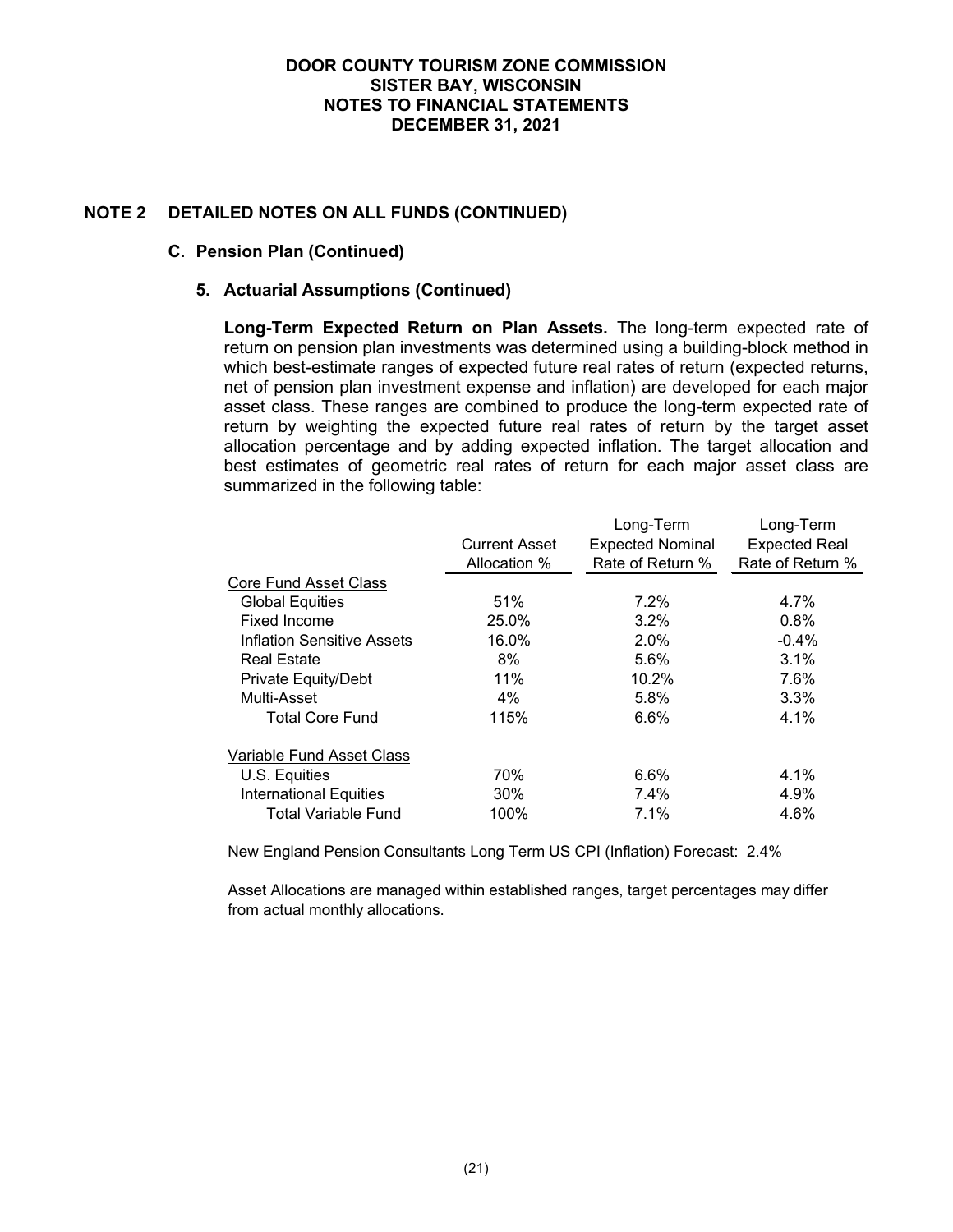DOOR COUNTY TOURISM ZONE COMMISSION
SISTER BAY, WISCONSIN
NOTES TO FINANCIAL STATEMENTS
DECEMBER 31, 2021

## NOTE 2 DETAILED NOTES ON ALL FUNDS (CONTINUED)

### C. Pension Plan (Continued)

#### 5. Actuarial Assumptions (Continued)

**Long-Term Expected Return on Plan Assets.** The long-term expected rate of return on pension plan investments was determined using a building-block method in which best-estimate ranges of expected future real rates of return (expected returns, net of pension plan investment expense and inflation) are developed for each major asset class. These ranges are combined to produce the long-term expected rate of return by weighting the expected future real rates of return by the target asset allocation percentage and by adding expected inflation. The target allocation and best estimates of geometric real rates of return for each major asset class are summarized in the following table:

| | Current Asset Allocation % | Long-Term Expected Nominal Rate of Return % | Long-Term Expected Real Rate of Return % |
|---|---|---|---|
| Core Fund Asset Class | | | |
| Global Equities | 51% | 7.2% | 4.7% |
| Fixed Income | 25.0% | 3.2% | 0.8% |
| Inflation Sensitive Assets | 16.0% | 2.0% | -0.4% |
| Real Estate | 8% | 5.6% | 3.1% |
| Private Equity/Debt | 11% | 10.2% | 7.6% |
| Multi-Asset | 4% | 5.8% | 3.3% |
| Total Core Fund | 115% | 6.6% | 4.1% |
| | | | |
| Variable Fund Asset Class | | | |
| U.S. Equities | 70% | 6.6% | 4.1% |
| International Equities | 30% | 7.4% | 4.9% |
| Total Variable Fund | 100% | 7.1% | 4.6% |

New England Pension Consultants Long Term US CPI (Inflation) Forecast: 2.4%

Asset Allocations are managed within established ranges, target percentages may differ from actual monthly allocations.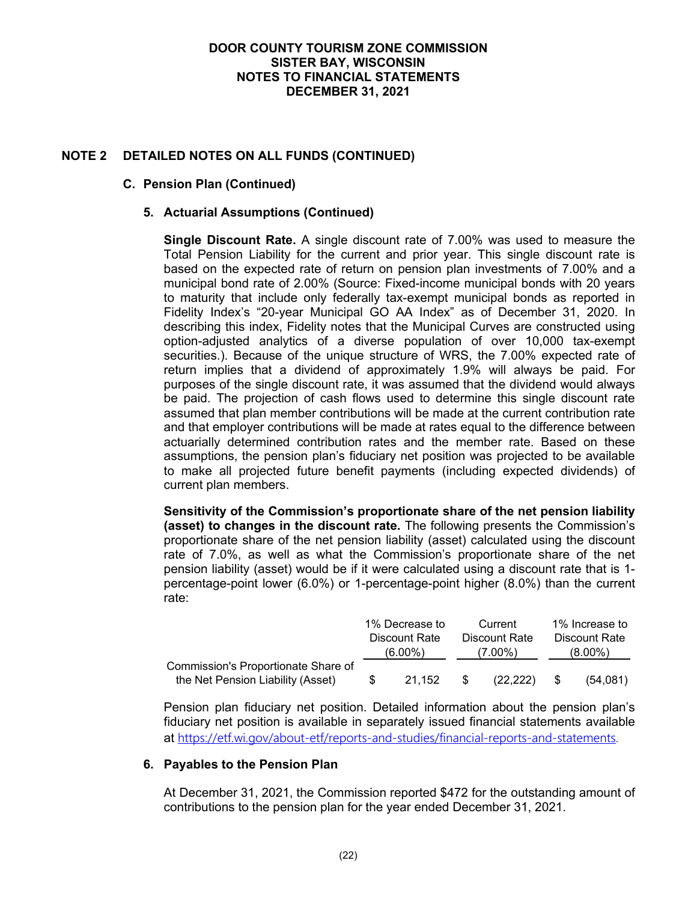## NOTE 2 DETAILED NOTES ON ALL FUNDS (CONTINUED)

### C. Pension Plan (Continued)

#### 5. Actuarial Assumptions (Continued)

**Single Discount Rate.** A single discount rate of 7.00% was used to measure the Total Pension Liability for the current and prior year. This single discount rate is based on the expected rate of return on pension plan investments of 7.00% and a municipal bond rate of 2.00% (Source: Fixed-income municipal bonds with 20 years to maturity that include only federally tax-exempt municipal bonds as reported in Fidelity Index's "20-year Municipal GO AA Index" as of December 31, 2020. In describing this index, Fidelity notes that the Municipal Curves are constructed using option-adjusted analytics of a diverse population of over 10,000 tax-exempt securities.). Because of the unique structure of WRS, the 7.00% expected rate of return implies that a dividend of approximately 1.9% will always be paid. For purposes of the single discount rate, it was assumed that the dividend would always be paid. The projection of cash flows used to determine this single discount rate assumed that plan member contributions will be made at the current contribution rate and that employer contributions will be made at rates equal to the difference between actuarially determined contribution rates and the member rate. Based on these assumptions, the pension plan's fiduciary net position was projected to be available to make all projected future benefit payments (including expected dividends) of current plan members.

**Sensitivity of the Commission's proportionate share of the net pension liability (asset) to changes in the discount rate.** The following presents the Commission's proportionate share of the net pension liability (asset) calculated using the discount rate of 7.0%, as well as what the Commission's proportionate share of the net pension liability (asset) would be if it were calculated using a discount rate that is 1-percentage-point lower (6.0%) or 1-percentage-point higher (8.0%) than the current rate:

| | 1% Decrease to Discount Rate (6.00%) | Current Discount Rate (7.00%) | 1% Increase to Discount Rate (8.00%) |
|---|---|---|---|
| Commission's Proportionate Share of the Net Pension Liability (Asset) | $ 21,152 | $ (22,222) | $ (54,081) |

Pension plan fiduciary net position. Detailed information about the pension plan's fiduciary net position is available in separately issued financial statements available at https://etf.wi.gov/about-etf/reports-and-studies/financial-reports-and-statements.

#### 6. Payables to the Pension Plan

At December 31, 2021, the Commission reported $472 for the outstanding amount of contributions to the pension plan for the year ended December 31, 2021.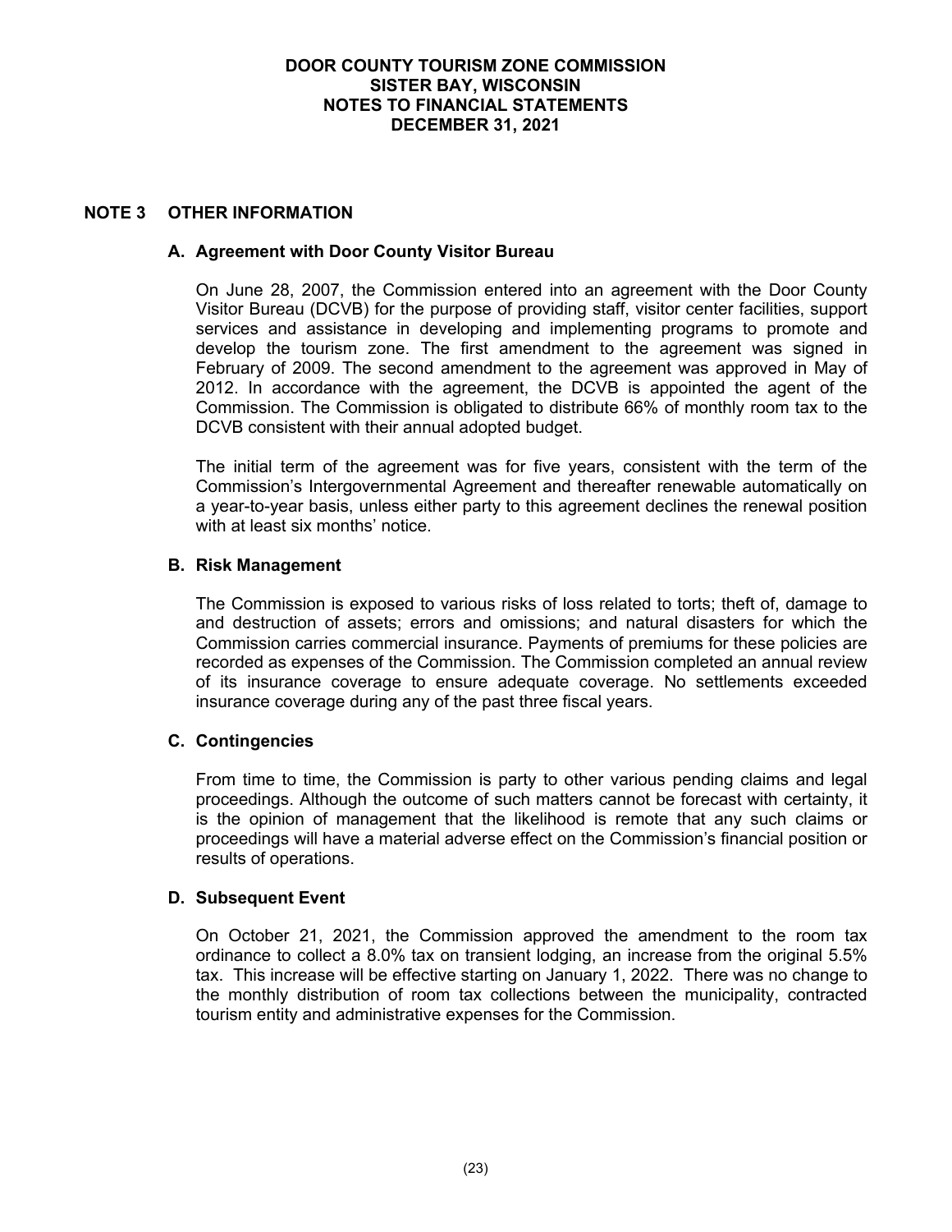# DOOR COUNTY TOURISM ZONE COMMISSION
# SISTER BAY, WISCONSIN
# NOTES TO FINANCIAL STATEMENTS
# DECEMBER 31, 2021

## NOTE 3 OTHER INFORMATION

### A. Agreement with Door County Visitor Bureau

On June 28, 2007, the Commission entered into an agreement with the Door County Visitor Bureau (DCVB) for the purpose of providing staff, visitor center facilities, support services and assistance in developing and implementing programs to promote and develop the tourism zone. The first amendment to the agreement was signed in February of 2009. The second amendment to the agreement was approved in May of 2012. In accordance with the agreement, the DCVB is appointed the agent of the Commission. The Commission is obligated to distribute 66% of monthly room tax to the DCVB consistent with their annual adopted budget.

The initial term of the agreement was for five years, consistent with the term of the Commission's Intergovernmental Agreement and thereafter renewable automatically on a year-to-year basis, unless either party to this agreement declines the renewal position with at least six months' notice.

### B. Risk Management

The Commission is exposed to various risks of loss related to torts; theft of, damage to and destruction of assets; errors and omissions; and natural disasters for which the Commission carries commercial insurance. Payments of premiums for these policies are recorded as expenses of the Commission. The Commission completed an annual review of its insurance coverage to ensure adequate coverage. No settlements exceeded insurance coverage during any of the past three fiscal years.

### C. Contingencies

From time to time, the Commission is party to other various pending claims and legal proceedings. Although the outcome of such matters cannot be forecast with certainty, it is the opinion of management that the likelihood is remote that any such claims or proceedings will have a material adverse effect on the Commission's financial position or results of operations.

### D. Subsequent Event

On October 21, 2021, the Commission approved the amendment to the room tax ordinance to collect a 8.0% tax on transient lodging, an increase from the original 5.5% tax. This increase will be effective starting on January 1, 2022. There was no change to the monthly distribution of room tax collections between the municipality, contracted tourism entity and administrative expenses for the Commission.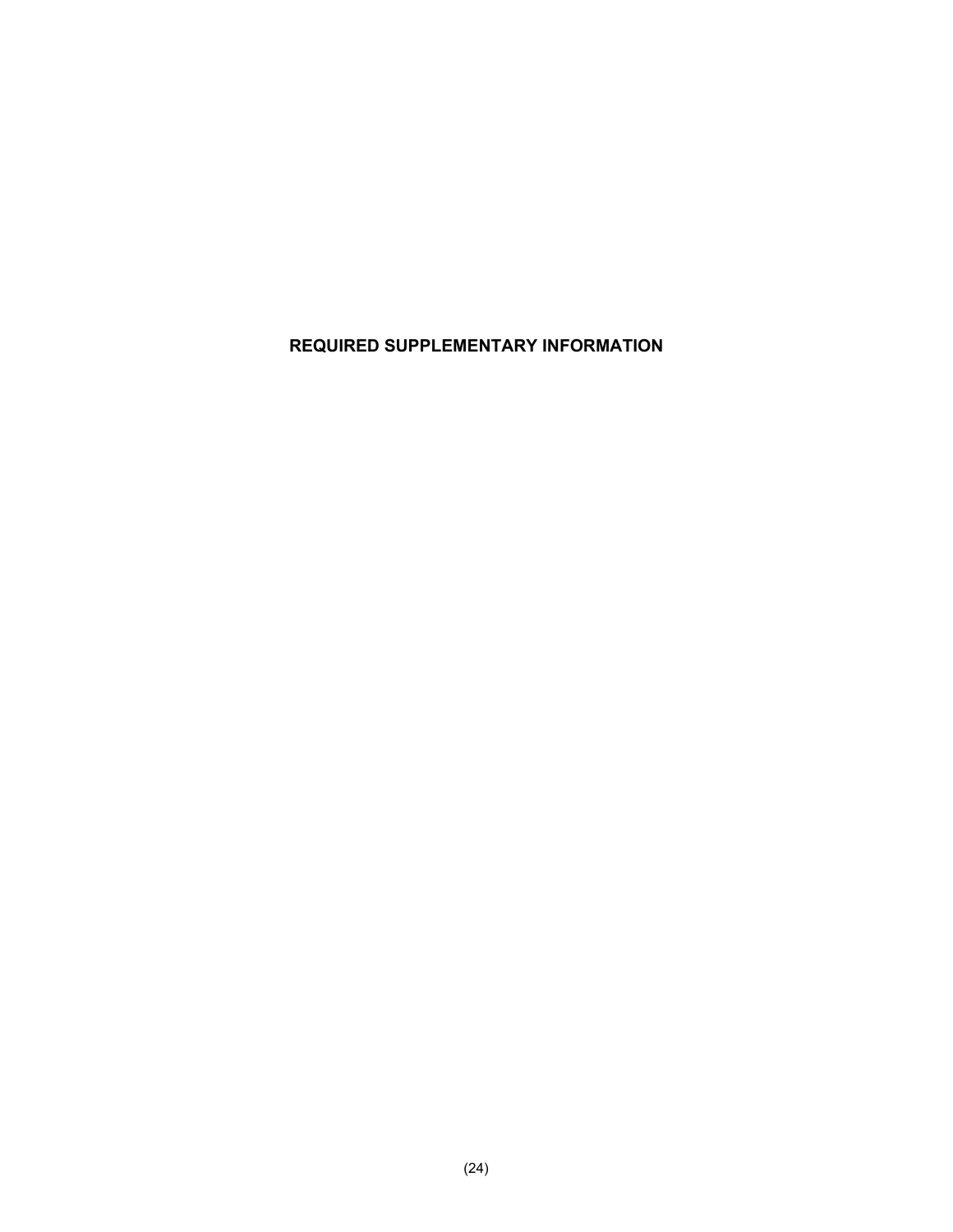# REQUIRED SUPPLEMENTARY INFORMATION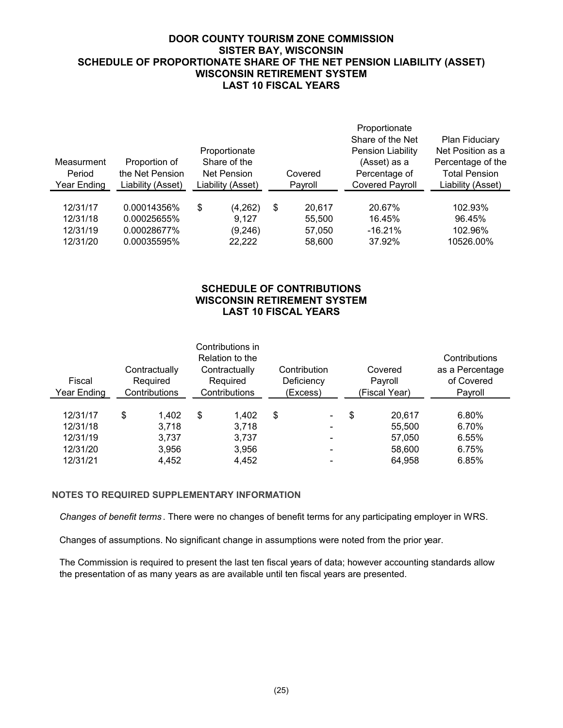# DOOR COUNTY TOURISM ZONE COMMISSION
## SISTER BAY, WISCONSIN
## SCHEDULE OF PROPORTIONATE SHARE OF THE NET PENSION LIABILITY (ASSET)
## WISCONSIN RETIREMENT SYSTEM
## LAST 10 FISCAL YEARS

| Measurment Period Year Ending | Proportion of the Net Pension Liability (Asset) | Proportionate Share of the Net Pension Liability (Asset) | Covered Payroll | Proportionate Share of the Net Pension Liability (Asset) as a Percentage of Covered Payroll | Plan Fiduciary Net Position as a Percentage of the Total Pension Liability (Asset) |
|---|---|---|---|---|---|
| 12/31/17 | 0.00014356% | $ (4,262) | $ 20,617 | 20.67% | 102.93% |
| 12/31/18 | 0.00025655% | 9,127 | 55,500 | 16.45% | 96.45% |
| 12/31/19 | 0.00028677% | (9,246) | 57,050 | -16.21% | 102.96% |
| 12/31/20 | 0.00035595% | 22,222 | 58,600 | 37.92% | 10526.00% |

## SCHEDULE OF CONTRIBUTIONS
## WISCONSIN RETIREMENT SYSTEM
## LAST 10 FISCAL YEARS

| Fiscal Year Ending | Contractually Required Contributions | Contributions in Relation to the Contractually Required Contributions | Contribution Deficiency (Excess) | Covered Payroll (Fiscal Year) | Contributions as a Percentage of Covered Payroll |
|---|---|---|---|---|---|
| 12/31/17 | $ 1,402 | $ 1,402 | $ - | $ 20,617 | 6.80% |
| 12/31/18 | 3,718 | 3,718 | - | 55,500 | 6.70% |
| 12/31/19 | 3,737 | 3,737 | - | 57,050 | 6.55% |
| 12/31/20 | 3,956 | 3,956 | - | 58,600 | 6.75% |
| 12/31/21 | 4,452 | 4,452 | - | 64,958 | 6.85% |

**NOTES TO REQUIRED SUPPLEMENTARY INFORMATION**

*Changes of benefit terms*. There were no changes of benefit terms for any participating employer in WRS.

Changes of assumptions. No significant change in assumptions were noted from the prior year.

The Commission is required to present the last ten fiscal years of data; however accounting standards allow the presentation of as many years as are available until ten fiscal years are presented.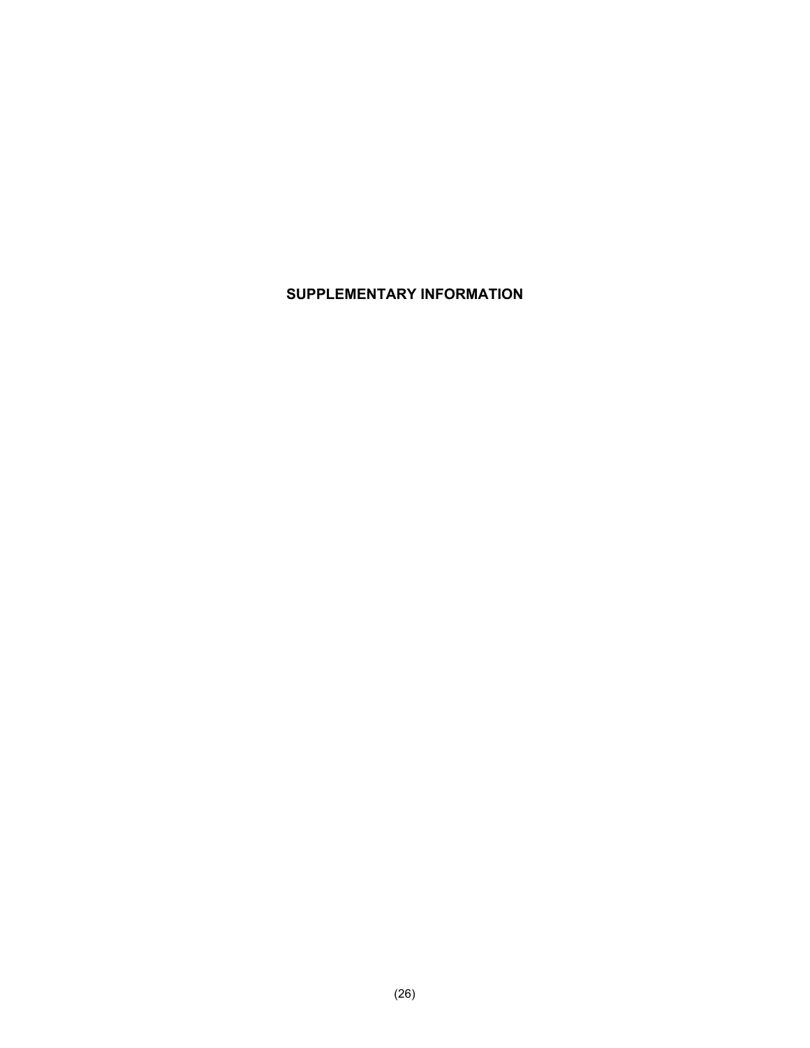# SUPPLEMENTARY INFORMATION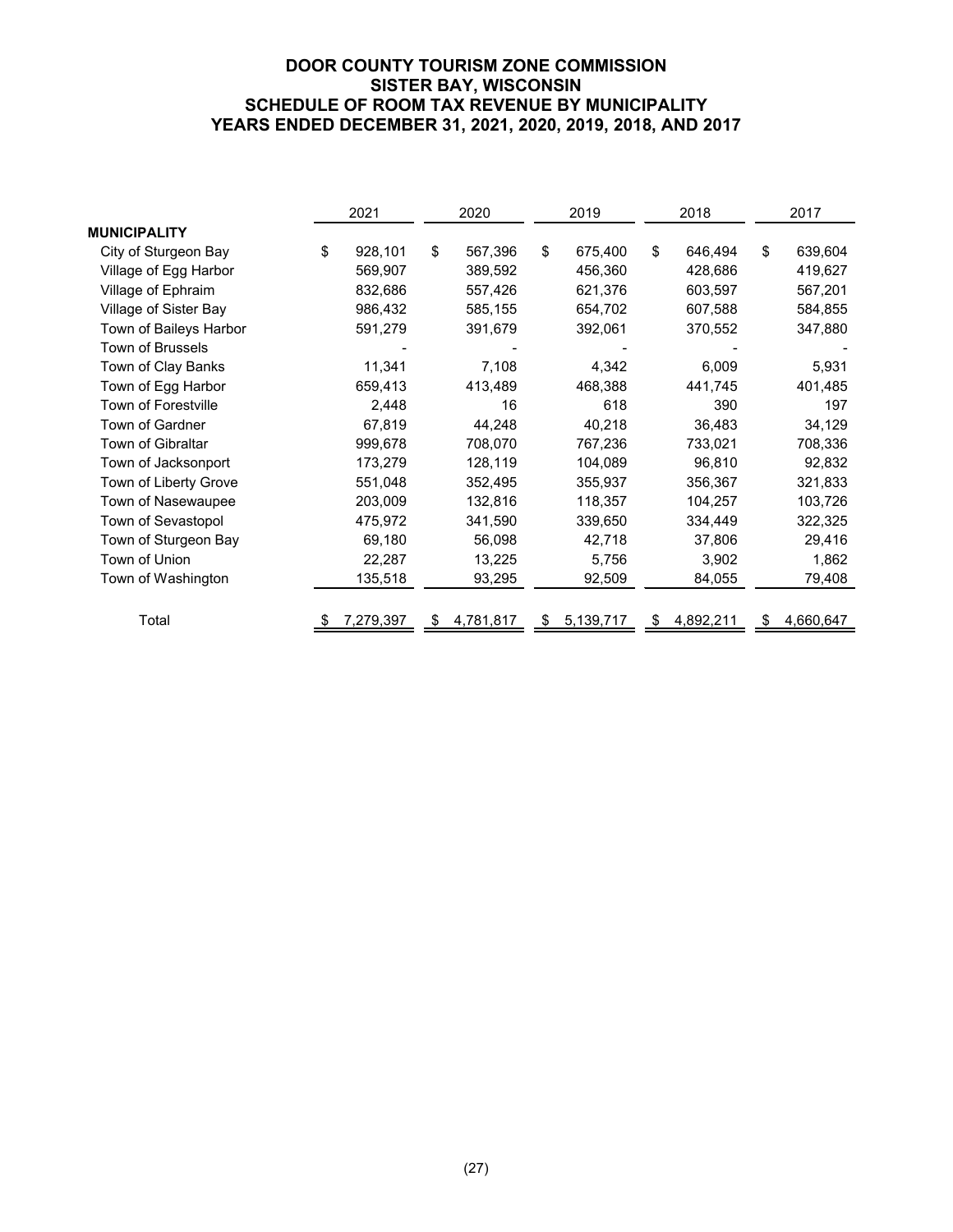# DOOR COUNTY TOURISM ZONE COMMISSION
## SISTER BAY, WISCONSIN
## SCHEDULE OF ROOM TAX REVENUE BY MUNICIPALITY
## YEARS ENDED DECEMBER 31, 2021, 2020, 2019, 2018, AND 2017

| | 2021 | 2020 | 2019 | 2018 | 2017 |
|---|---|---|---|---|---|
| **MUNICIPALITY** | | | | | |
| City of Sturgeon Bay | $ 928,101 | $ 567,396 | $ 675,400 | $ 646,494 | $ 639,604 |
| Village of Egg Harbor | 569,907 | 389,592 | 456,360 | 428,686 | 419,627 |
| Village of Ephraim | 832,686 | 557,426 | 621,376 | 603,597 | 567,201 |
| Village of Sister Bay | 986,432 | 585,155 | 654,702 | 607,588 | 584,855 |
| Town of Baileys Harbor | 591,279 | 391,679 | 392,061 | 370,552 | 347,880 |
| Town of Brussels | - | - | - | - | - |
| Town of Clay Banks | 11,341 | 7,108 | 4,342 | 6,009 | 5,931 |
| Town of Egg Harbor | 659,413 | 413,489 | 468,388 | 441,745 | 401,485 |
| Town of Forestville | 2,448 | 16 | 618 | 390 | 197 |
| Town of Gardner | 67,819 | 44,248 | 40,218 | 36,483 | 34,129 |
| Town of Gibraltar | 999,678 | 708,070 | 767,236 | 733,021 | 708,336 |
| Town of Jacksonport | 173,279 | 128,119 | 104,089 | 96,810 | 92,832 |
| Town of Liberty Grove | 551,048 | 352,495 | 355,937 | 356,367 | 321,833 |
| Town of Nasewaupee | 203,009 | 132,816 | 118,357 | 104,257 | 103,726 |
| Town of Sevastopol | 475,972 | 341,590 | 339,650 | 334,449 | 322,325 |
| Town of Sturgeon Bay | 69,180 | 56,098 | 42,718 | 37,806 | 29,416 |
| Town of Union | 22,287 | 13,225 | 5,756 | 3,902 | 1,862 |
| Town of Washington | 135,518 | 93,295 | 92,509 | 84,055 | 79,408 |
| Total | $ 7,279,397 | $ 4,781,817 | $ 5,139,717 | $ 4,892,211 | $ 4,660,647 |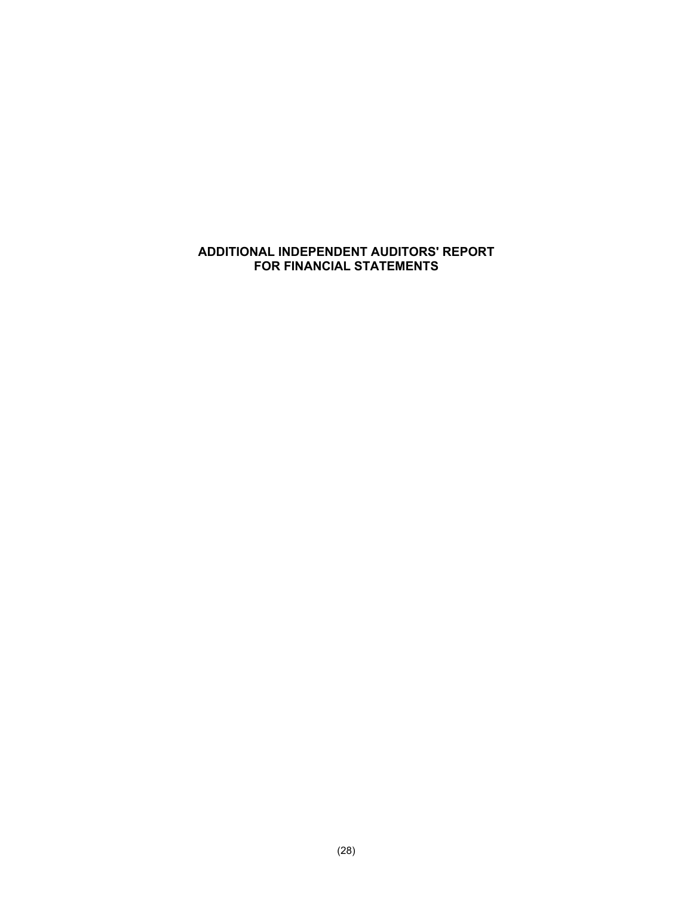# ADDITIONAL INDEPENDENT AUDITORS' REPORT FOR FINANCIAL STATEMENTS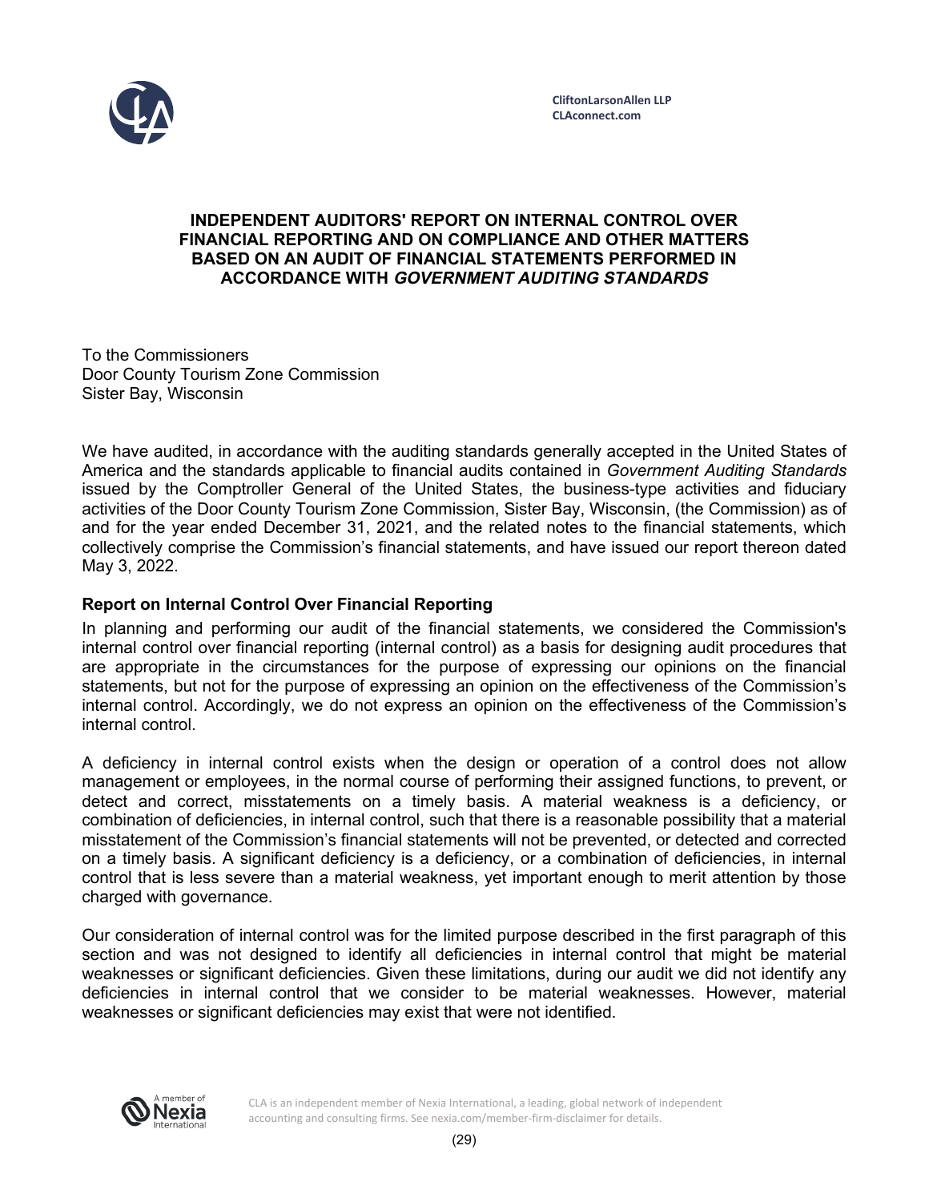CliftonLarsonAllen LLP
CLAconnect.com

# INDEPENDENT AUDITORS' REPORT ON INTERNAL CONTROL OVER FINANCIAL REPORTING AND ON COMPLIANCE AND OTHER MATTERS BASED ON AN AUDIT OF FINANCIAL STATEMENTS PERFORMED IN ACCORDANCE WITH *GOVERNMENT AUDITING STANDARDS*

To the Commissioners
Door County Tourism Zone Commission
Sister Bay, Wisconsin

We have audited, in accordance with the auditing standards generally accepted in the United States of America and the standards applicable to financial audits contained in *Government Auditing Standards* issued by the Comptroller General of the United States, the business-type activities and fiduciary activities of the Door County Tourism Zone Commission, Sister Bay, Wisconsin, (the Commission) as of and for the year ended December 31, 2021, and the related notes to the financial statements, which collectively comprise the Commission's financial statements, and have issued our report thereon dated May 3, 2022.

## Report on Internal Control Over Financial Reporting

In planning and performing our audit of the financial statements, we considered the Commission's internal control over financial reporting (internal control) as a basis for designing audit procedures that are appropriate in the circumstances for the purpose of expressing our opinions on the financial statements, but not for the purpose of expressing an opinion on the effectiveness of the Commission's internal control. Accordingly, we do not express an opinion on the effectiveness of the Commission's internal control.

A deficiency in internal control exists when the design or operation of a control does not allow management or employees, in the normal course of performing their assigned functions, to prevent, or detect and correct, misstatements on a timely basis. A material weakness is a deficiency, or combination of deficiencies, in internal control, such that there is a reasonable possibility that a material misstatement of the Commission's financial statements will not be prevented, or detected and corrected on a timely basis. A significant deficiency is a deficiency, or a combination of deficiencies, in internal control that is less severe than a material weakness, yet important enough to merit attention by those charged with governance.

Our consideration of internal control was for the limited purpose described in the first paragraph of this section and was not designed to identify all deficiencies in internal control that might be material weaknesses or significant deficiencies. Given these limitations, during our audit we did not identify any deficiencies in internal control that we consider to be material weaknesses. However, material weaknesses or significant deficiencies may exist that were not identified.

CLA is an independent member of Nexia International, a leading, global network of independent accounting and consulting firms. See nexia.com/member-firm-disclaimer for details.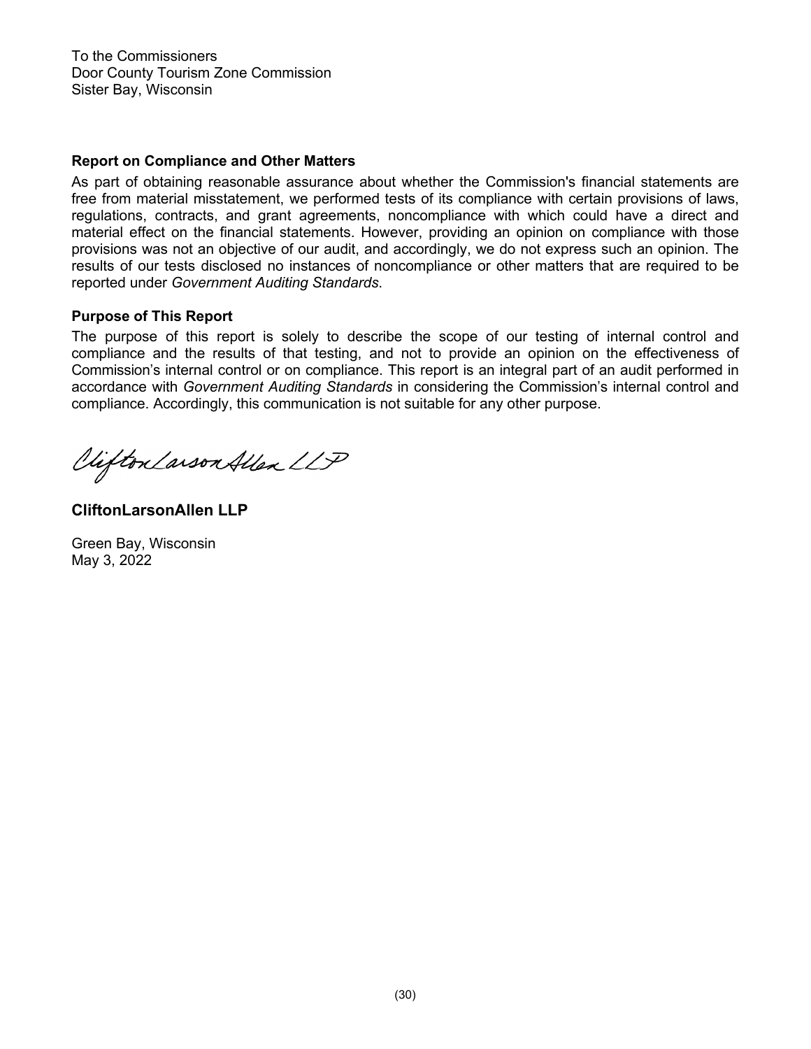To the Commissioners
Door County Tourism Zone Commission
Sister Bay, Wisconsin

## Report on Compliance and Other Matters

As part of obtaining reasonable assurance about whether the Commission's financial statements are free from material misstatement, we performed tests of its compliance with certain provisions of laws, regulations, contracts, and grant agreements, noncompliance with which could have a direct and material effect on the financial statements. However, providing an opinion on compliance with those provisions was not an objective of our audit, and accordingly, we do not express such an opinion. The results of our tests disclosed no instances of noncompliance or other matters that are required to be reported under *Government Auditing Standards*.

## Purpose of This Report

The purpose of this report is solely to describe the scope of our testing of internal control and compliance and the results of that testing, and not to provide an opinion on the effectiveness of Commission's internal control or on compliance. This report is an integral part of an audit performed in accordance with *Government Auditing Standards* in considering the Commission's internal control and compliance. Accordingly, this communication is not suitable for any other purpose.

CliftonLarsonAllen LLP

**CliftonLarsonAllen LLP**

Green Bay, Wisconsin
May 3, 2022